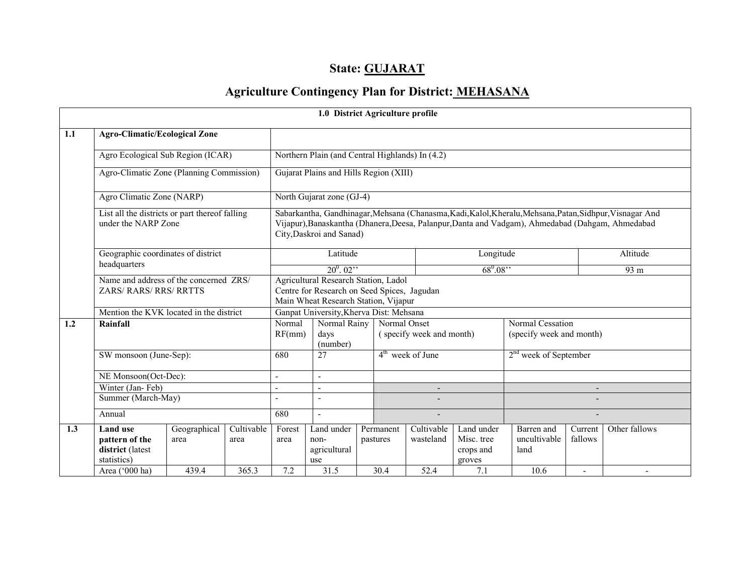# State: GUJARAT

## Agriculture Contingency Plan for District: MEHASANA

| | **1.0 District Agriculture profile** | | | | | | | | | | |
|---|---|---|---|---|---|---|---|---|---|---|---|
| **1.1** | **Agro-Climatic/Ecological Zone** | | | | | | | | | | |
| | Agro Ecological Sub Region (ICAR) | Northern Plain (and Central Highlands) In (4.2) | | | | | | | | | |
| | Agro-Climatic Zone (Planning Commission) | Gujarat Plains and Hills Region (XIII) | | | | | | | | | |
| | Agro Climatic Zone (NARP) | North Gujarat zone (GJ-4) | | | | | | | | | |
| | List all the districts or part thereof falling under the NARP Zone | Sabarkantha, Gandhinagar,Mehsana (Chanasma,Kadi,Kalol,Kheralu,Mehsana,Patan,Sidhpur,Visnagar And Vijapur),Banaskantha (Dhanera,Deesa, Palanpur,Danta and Vadgam), Ahmedabad (Dahgam, Ahmedabad City,Daskroi and Sanad) | | | | | | | | | |
| | Geographic coordinates of district headquarters | Latitude: $20^0$. 02'' | | | | Longitude: $68^0$.08'' | | | Altitude: 93 m | | |
| | Name and address of the concerned ZRS/ ZARS/ RARS/ RRS/ RRTTS | Agricultural Research Station, Ladol<br>Centre for Research on Seed Spices, Jagudan<br>Main Wheat Research Station, Vijapur | | | | | | | | | |
| | Mention the KVK located in the district | Ganpat University,Kherva Dist: Mehsana | | | | | | | | | |
| **1.2** | **Rainfall** | Normal RF(mm) | Normal Rainy days (number) | | Normal Onset (specify week and month) | | | Normal Cessation (specify week and month) | | | |
| | SW monsoon (June-Sep): | 680 | 27 | | 4th week of June | | | 2nd week of September | | | |
| | NE Monsoon(Oct-Dec): | - | - | | | | | | | | |
| | Winter (Jan- Feb) | - | - | | - | | | - | | | |
| | Summer (March-May) | - | - | | - | | | - | | | |
| | Annual | 680 | - | | - | | | - | | | |
| **1.3** | **Land use pattern of the district** (latest statistics) | Geographical area | Cultivable area | Forest area | Land under non-agricultural use | Permanent pastures | Cultivable wasteland | Land under Misc. tree crops and groves | Barren and uncultivable land | Current fallows | Other fallows |
| | Area ('000 ha) | 439.4 | 365.3 | 7.2 | 31.5 | 30.4 | 52.4 | 7.1 | 10.6 | - | - |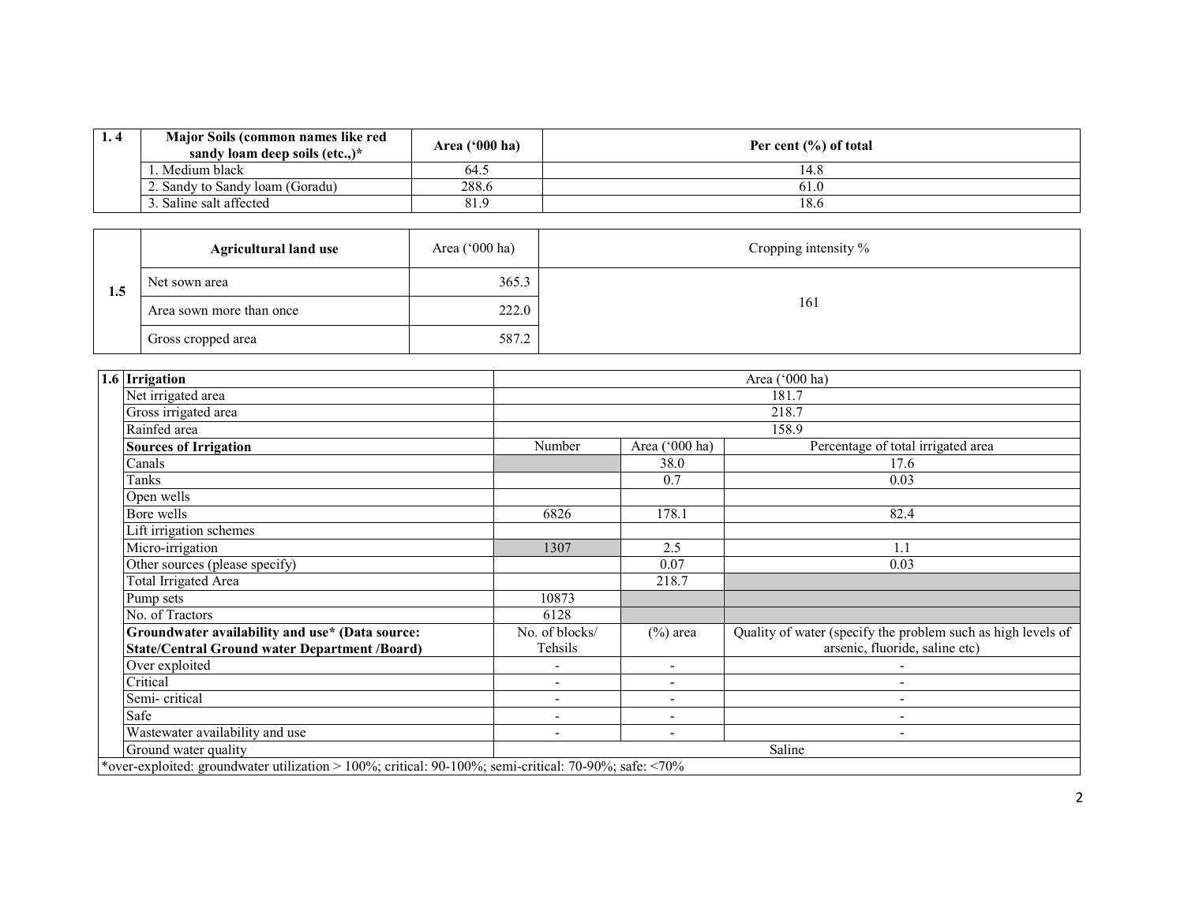| 1.4 | Major Soils (common names like red sandy loam deep soils (etc.,)* | Area ('000 ha) | Per cent (%) of total |
|---|---|---|---|
| | 1. Medium black | 64.5 | 14.8 |
| | 2. Sandy to Sandy loam (Goradu) | 288.6 | 61.0 |
| | 3. Saline salt affected | 81.9 | 18.6 |

| 1.5 | Agricultural land use | Area ('000 ha) | Cropping intensity % |
|---|---|---|---|
| | Net sown area | 365.3 | 161 |
| | Area sown more than once | 222.0 | |
| | Gross cropped area | 587.2 | |

| 1.6 | Irrigation | Area ('000 ha) | | |
|---|---|---|---|---|
| | Net irrigated area | 181.7 | | |
| | Gross irrigated area | 218.7 | | |
| | Rainfed area | 158.9 | | |
| | **Sources of Irrigation** | Number | Area ('000 ha) | Percentage of total irrigated area |
| | Canals | | 38.0 | 17.6 |
| | Tanks | | 0.7 | 0.03 |
| | Open wells | | | |
| | Bore wells | 6826 | 178.1 | 82.4 |
| | Lift irrigation schemes | | | |
| | Micro-irrigation | 1307 | 2.5 | 1.1 |
| | Other sources (please specify) | | 0.07 | 0.03 |
| | Total Irrigated Area | | 218.7 | |
| | Pump sets | 10873 | | |
| | No. of Tractors | 6128 | | |
| | **Groundwater availability and use* (Data source: State/Central Ground water Department /Board)** | No. of blocks/ Tehsils | (%) area | Quality of water (specify the problem such as high levels of arsenic, fluoride, saline etc) |
| | Over exploited | - | - | - |
| | Critical | - | - | - |
| | Semi- critical | - | - | - |
| | Safe | - | - | - |
| | Wastewater availability and use | - | - | - |
| | Ground water quality | Saline | | |

*over-exploited: groundwater utilization > 100%; critical: 90-100%; semi-critical: 70-90%; safe: <70%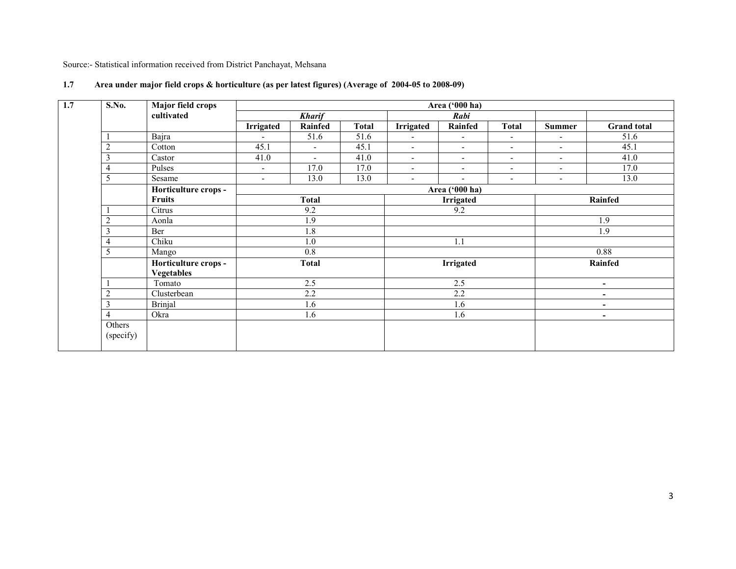Source:- Statistical information received from District Panchayat, Mehsana

**1.7 Area under major field crops & horticulture (as per latest figures) (Average of 2004-05 to 2008-09)**

| 1.7 | S.No. | Major field crops cultivated | Area ('000 ha) | | | | | | | |
|---|---|---|---|---|---|---|---|---|---|---|
| | | | *Kharif* | | | *Rabi* | | | | |
| | | | Irrigated | Rainfed | Total | Irrigated | Rainfed | Total | Summer | Grand total |
| | 1 | Bajra | - | 51.6 | 51.6 | - | - | - | - | 51.6 |
| | 2 | Cotton | 45.1 | - | 45.1 | - | - | - | - | 45.1 |
| | 3 | Castor | 41.0 | - | 41.0 | - | - | - | - | 41.0 |
| | 4 | Pulses | - | 17.0 | 17.0 | - | - | - | - | 17.0 |
| | 5 | Sesame | - | 13.0 | 13.0 | - | - | - | - | 13.0 |
| | | **Horticulture crops - Fruits** | Area ('000 ha) | | | | | | | |
| | | | Total | | | Irrigated | | | Rainfed | |
| | 1 | Citrus | 9.2 | | | 9.2 | | | | |
| | 2 | Aonla | 1.9 | | | | | | 1.9 | |
| | 3 | Ber | 1.8 | | | | | | 1.9 | |
| | 4 | Chiku | 1.0 | | | 1.1 | | | | |
| | 5 | Mango | 0.8 | | | | | | 0.88 | |
| | | **Horticulture crops - Vegetables** | **Total** | | | **Irrigated** | | | **Rainfed** | |
| | 1 | Tomato | 2.5 | | | 2.5 | | | - | |
| | 2 | Clusterbean | 2.2 | | | 2.2 | | | - | |
| | 3 | Brinjal | 1.6 | | | 1.6 | | | - | |
| | 4 | Okra | 1.6 | | | 1.6 | | | - | |
| | Others (specify) | | | | | | | | | |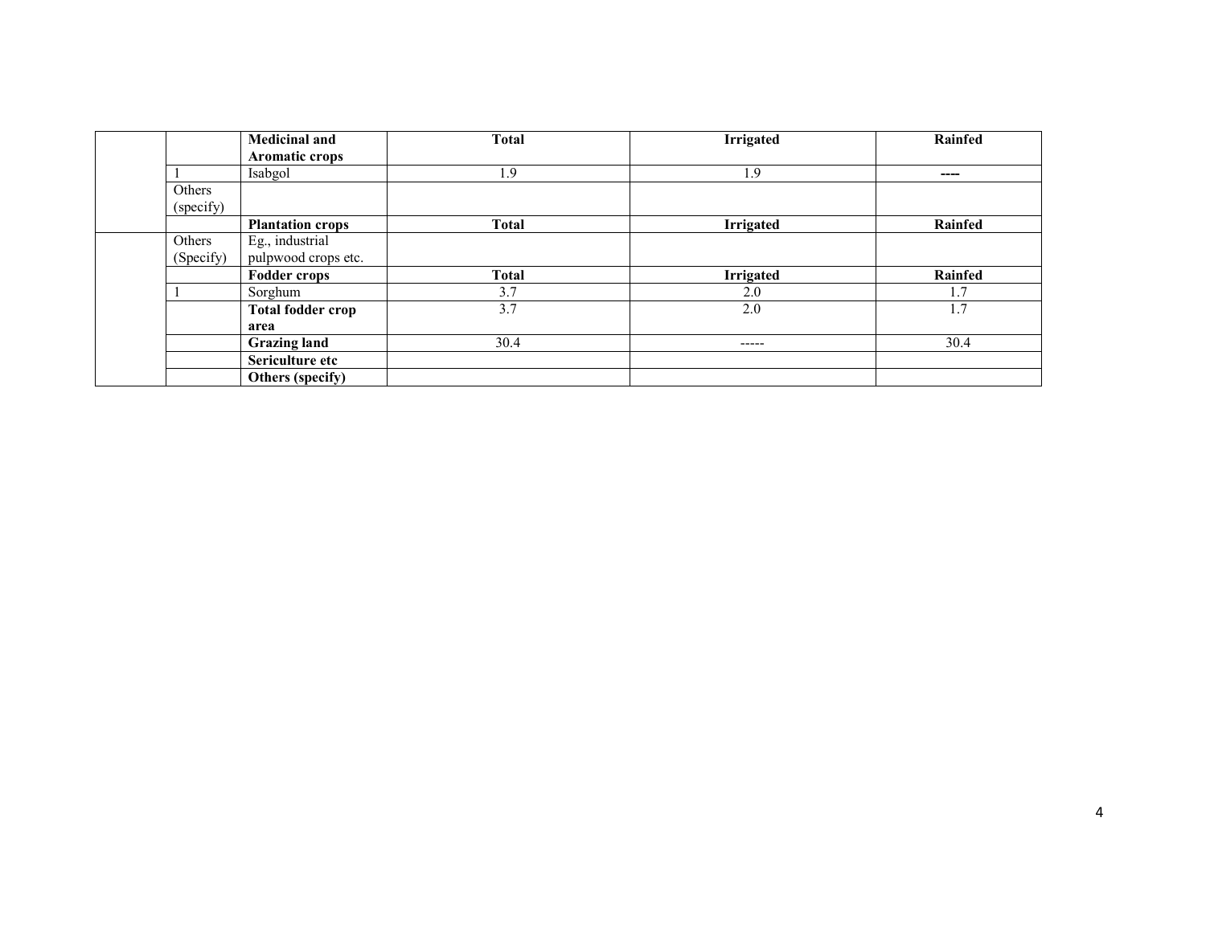| | | Medicinal and Aromatic crops | Total | Irrigated | Rainfed |
|---|---|---|---|---|---|
| | 1 | Isabgol | 1.9 | 1.9 | ---- |
| | Others (specify) | | | | |
| | | Plantation crops | Total | Irrigated | Rainfed |
| | Others (Specify) | Eg., industrial pulpwood crops etc. | | | |
| | | Fodder crops | Total | Irrigated | Rainfed |
| | 1 | Sorghum | 3.7 | 2.0 | 1.7 |
| | | Total fodder crop area | 3.7 | 2.0 | 1.7 |
| | | Grazing land | 30.4 | ----- | 30.4 |
| | | Sericulture etc | | | |
| | | Others (specify) | | | |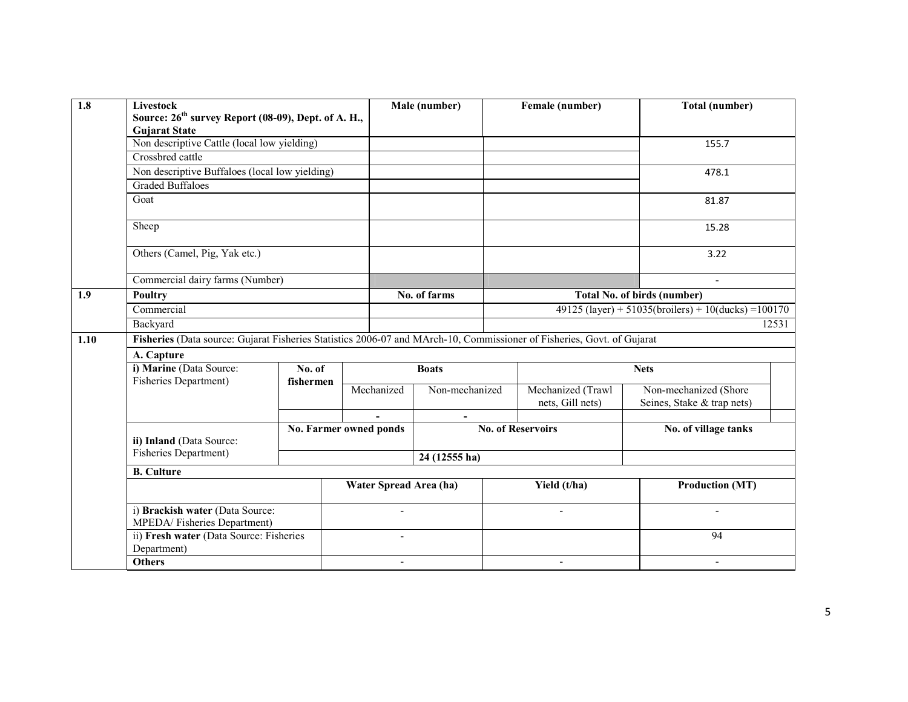| 1.8 | Livestock Source: 26th survey Report (08-09), Dept. of A. H., Gujarat State | Male (number) | Female (number) | Total (number) |
|---|---|---|---|---|
| | Non descriptive Cattle (local low yielding) | | | 155.7 |
| | Crossbred cattle | | | |
| | Non descriptive Buffaloes (local low yielding) | | | 478.1 |
| | Graded Buffaloes | | | |
| | Goat | | | 81.87 |
| | Sheep | | | 15.28 |
| | Others (Camel, Pig, Yak etc.) | | | 3.22 |
| | Commercial dairy farms (Number) | | | - |
| **1.9** | **Poultry** | **No. of farms** | **Total No. of birds (number)** | |
| | Commercial | | 49125 (layer) + 51035(broilers) + 10(ducks) =100170 | |
| | Backyard | | 12531 | |

**1.10 Fisheries** (Data source: Gujarat Fisheries Statistics 2006-07 and MArch-10, Commissioner of Fisheries, Govt. of Gujarat

**A. Capture**

| i) Marine (Data Source: Fisheries Department) | No. of fishermen | Boats | | Nets | |
|---|---|---|---|---|---|
| | | Mechanized | Non-mechanized | Mechanized (Trawl nets, Gill nets) | Non-mechanized (Shore Seines, Stake & trap nets) |
| | | - | - | | |

| ii) Inland (Data Source: Fisheries Department) | No. Farmer owned ponds | No. of Reservoirs | No. of village tanks |
|---|---|---|---|
| | | 24 (12555 ha) | |

**B. Culture**

| | Water Spread Area (ha) | Yield (t/ha) | Production (MT) |
|---|---|---|---|
| i) **Brackish water** (Data Source: MPEDA/ Fisheries Department) | - | - | - |
| ii) **Fresh water** (Data Source: Fisheries Department) | - | | 94 |
| **Others** | - | - | - |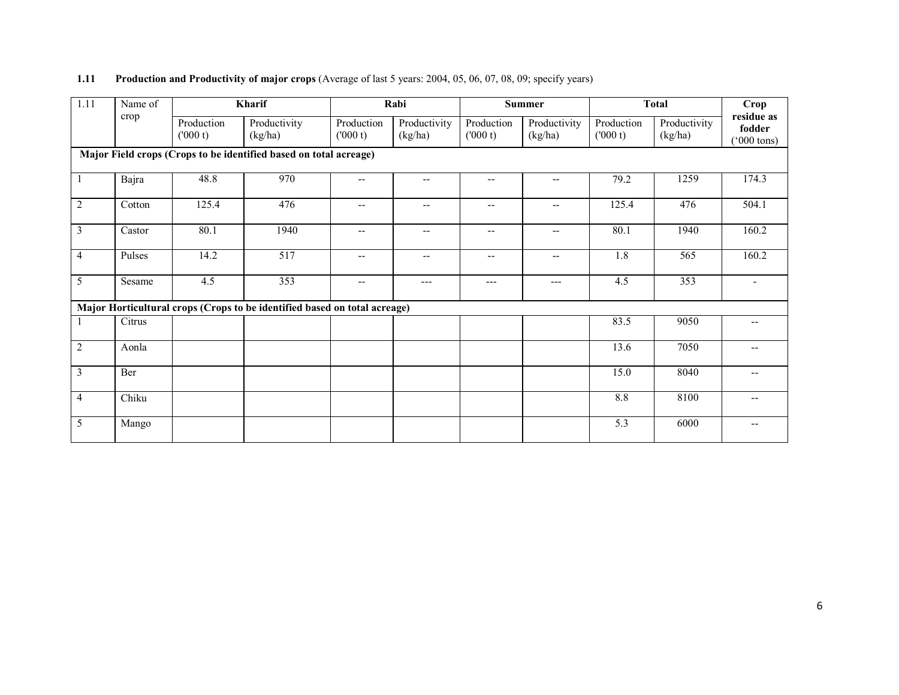**1.11 Production and Productivity of major crops** (Average of last 5 years: 2004, 05, 06, 07, 08, 09; specify years)

| 1.11 | Name of crop | Kharif | | Rabi | | Summer | | Total | | Crop residue as fodder ('000 tons) |
|---|---|---|---|---|---|---|---|---|---|---|
| | | Production ('000 t) | Productivity (kg/ha) | Production ('000 t) | Productivity (kg/ha) | Production ('000 t) | Productivity (kg/ha) | Production ('000 t) | Productivity (kg/ha) | |
| **Major Field crops (Crops to be identified based on total acreage)** | | | | | | | | | | |
| 1 | Bajra | 48.8 | 970 | -- | -- | -- | -- | 79.2 | 1259 | 174.3 |
| 2 | Cotton | 125.4 | 476 | -- | -- | -- | -- | 125.4 | 476 | 504.1 |
| 3 | Castor | 80.1 | 1940 | -- | -- | -- | -- | 80.1 | 1940 | 160.2 |
| 4 | Pulses | 14.2 | 517 | -- | -- | -- | -- | 1.8 | 565 | 160.2 |
| 5 | Sesame | 4.5 | 353 | -- | --- | --- | --- | 4.5 | 353 | - |
| **Major Horticultural crops (Crops to be identified based on total acreage)** | | | | | | | | | | |
| 1 | Citrus | | | | | | | 83.5 | 9050 | -- |
| 2 | Aonla | | | | | | | 13.6 | 7050 | -- |
| 3 | Ber | | | | | | | 15.0 | 8040 | -- |
| 4 | Chiku | | | | | | | 8.8 | 8100 | -- |
| 5 | Mango | | | | | | | 5.3 | 6000 | -- |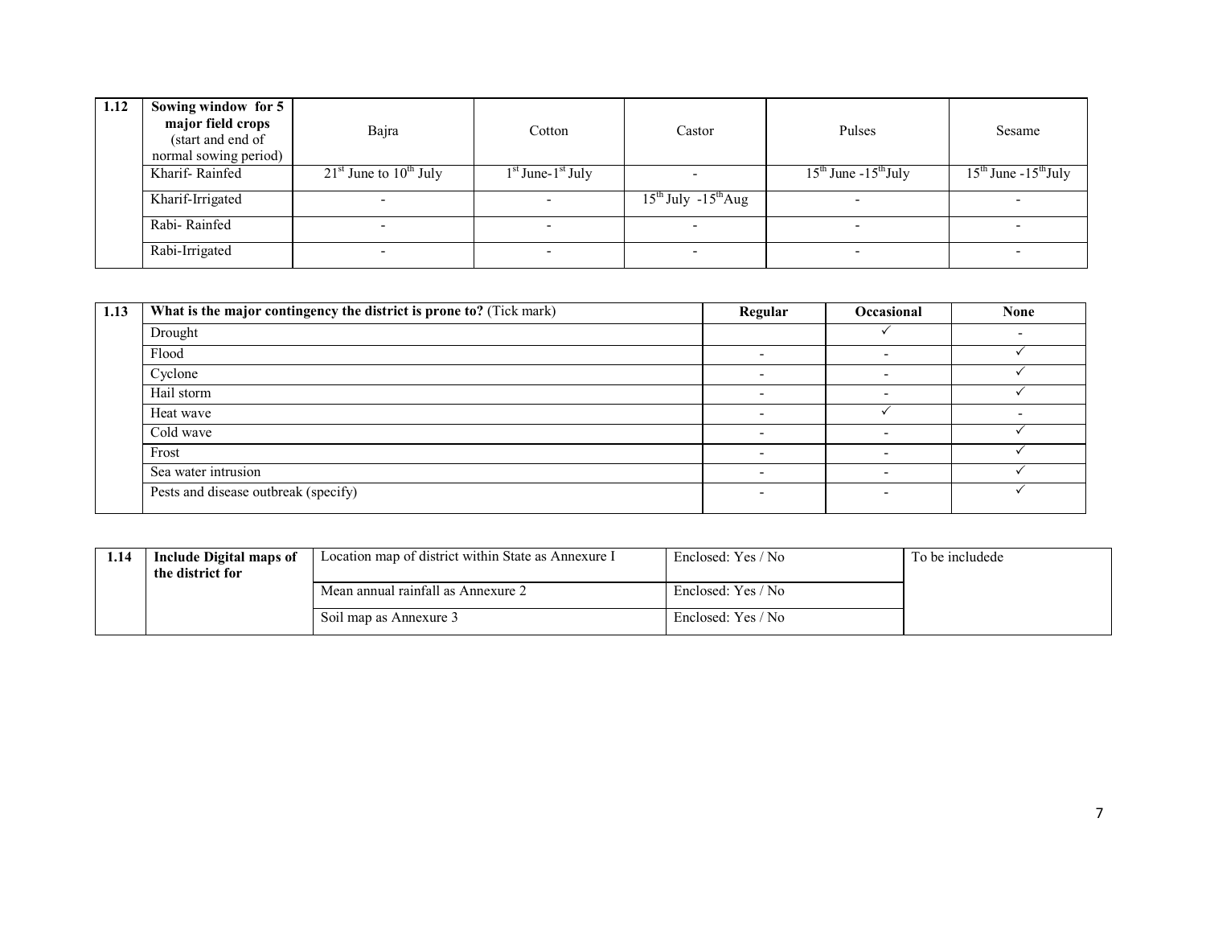| 1.12 | Sowing window for 5 major field crops (start and end of normal sowing period) | Bajra | Cotton | Castor | Pulses | Sesame |
|---|---|---|---|---|---|---|
| | Kharif- Rainfed | 21st June to 10th July | 1st June-1st July | - | 15th June -15th July | 15th June -15th July |
| | Kharif-Irrigated | - | - | 15th July -15th Aug | - | - |
| | Rabi- Rainfed | - | - | - | - | - |
| | Rabi-Irrigated | - | - | - | - | - |

| 1.13 | **What is the major contingency the district is prone to?** (Tick mark) | **Regular** | **Occasional** | **None** |
|---|---|---|---|---|
| | Drought | | ✓ | - |
| | Flood | - | - | ✓ |
| | Cyclone | - | - | ✓ |
| | Hail storm | - | - | ✓ |
| | Heat wave | - | ✓ | - |
| | Cold wave | - | - | ✓ |
| | Frost | - | - | ✓ |
| | Sea water intrusion | - | - | ✓ |
| | Pests and disease outbreak (specify) | - | - | ✓ |

| 1.14 | **Include Digital maps of the district for** | Location map of district within State as Annexure I | Enclosed: Yes / No | To be includede |
|---|---|---|---|---|
| | | Mean annual rainfall as Annexure 2 | Enclosed: Yes / No | |
| | | Soil map as Annexure 3 | Enclosed: Yes / No | |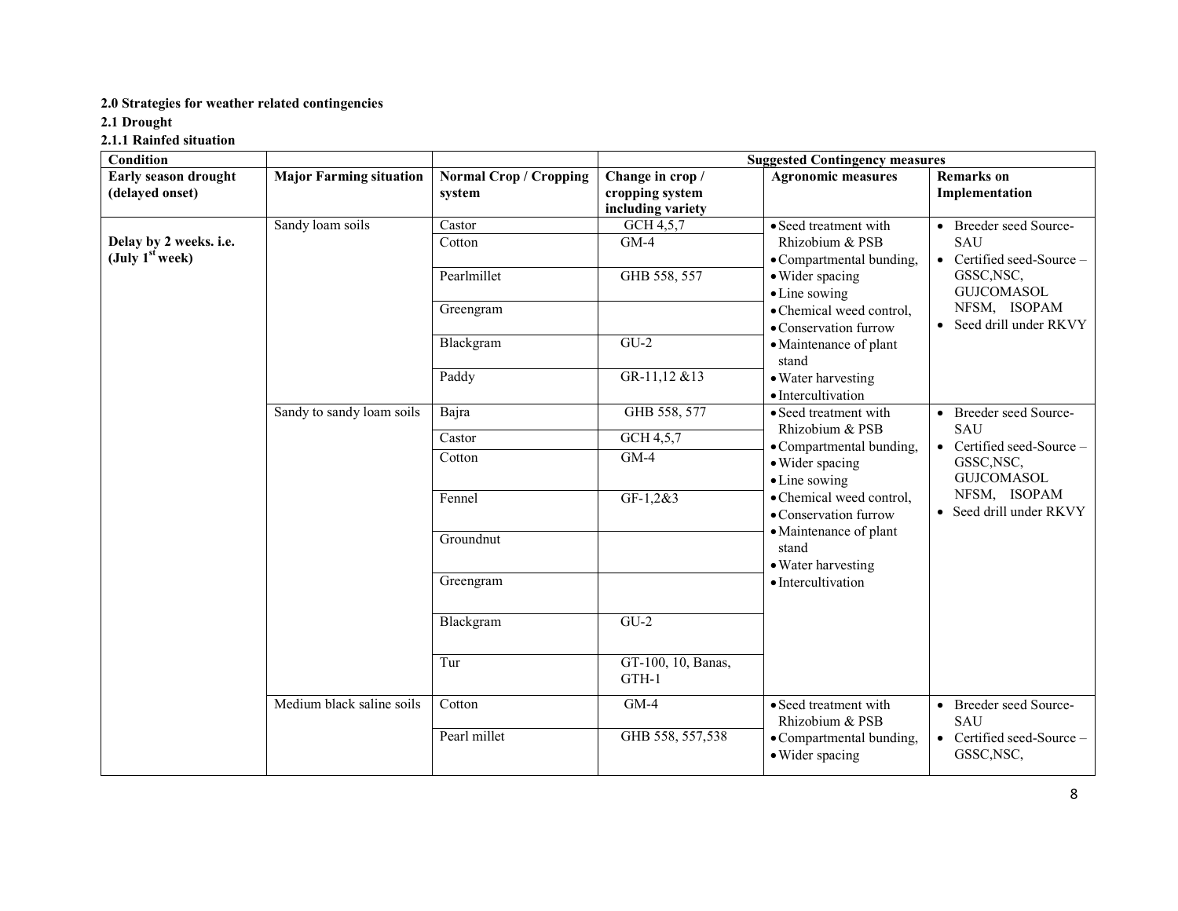**2.0 Strategies for weather related contingencies**

**2.1 Drought**

**2.1.1 Rainfed situation**

| Condition | | | Suggested Contingency measures | | |
|---|---|---|---|---|---|
| **Early season drought (delayed onset)** | **Major Farming situation** | **Normal Crop / Cropping system** | **Change in crop / cropping system including variety** | **Agronomic measures** | **Remarks on Implementation** |
| **Delay by 2 weeks. i.e. (July 1st week)** | Sandy loam soils | Castor | GCH 4,5,7 | • Seed treatment with Rhizobium & PSB<br>• Compartmental bunding,<br>• Wider spacing<br>• Line sowing<br>• Chemical weed control,<br>• Conservation furrow<br>• Maintenance of plant stand<br>• Water harvesting<br>• Intercultivation | • Breeder seed Source- SAU<br>• Certified seed-Source – GSSC,NSC, GUJCOMASOL NFSM, ISOPAM<br>• Seed drill under RKVY |
| | | Cotton | GM-4 | | |
| | | Pearlmillet | GHB 558, 557 | | |
| | | Greengram | | | |
| | | Blackgram | GU-2 | | |
| | | Paddy | GR-11,12 &13 | | |
| | Sandy to sandy loam soils | Bajra | GHB 558, 577 | • Seed treatment with Rhizobium & PSB<br>• Compartmental bunding,<br>• Wider spacing<br>• Line sowing<br>• Chemical weed control,<br>• Conservation furrow<br>• Maintenance of plant stand<br>• Water harvesting<br>• Intercultivation | • Breeder seed Source- SAU<br>• Certified seed-Source – GSSC,NSC, GUJCOMASOL NFSM, ISOPAM<br>• Seed drill under RKVY |
| | | Castor | GCH 4,5,7 | | |
| | | Cotton | GM-4 | | |
| | | Fennel | GF-1,2&3 | | |
| | | Groundnut | | | |
| | | Greengram | | | |
| | | Blackgram | GU-2 | | |
| | | Tur | GT-100, 10, Banas, GTH-1 | | |
| | Medium black saline soils | Cotton | GM-4 | • Seed treatment with Rhizobium & PSB<br>• Compartmental bunding,<br>• Wider spacing | • Breeder seed Source- SAU<br>• Certified seed-Source – GSSC,NSC, |
| | | Pearl millet | GHB 558, 557,538 | | |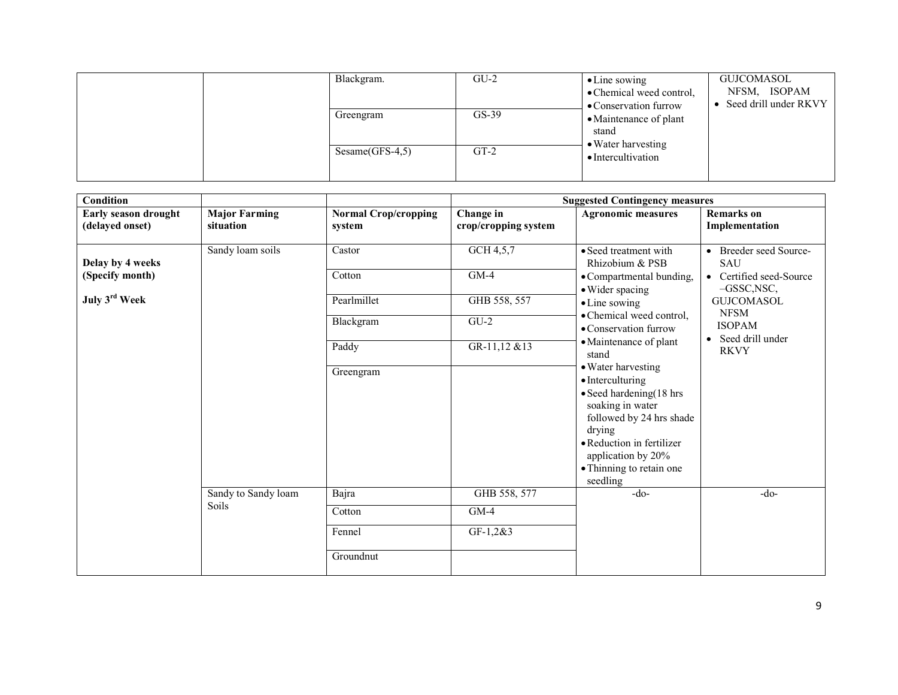| | | | | | |
|---|---|---|---|---|---|
| | | Blackgram. | GU-2 | • Line sowing<br>• Chemical weed control,<br>• Conservation furrow<br>• Maintenance of plant stand<br>• Water harvesting<br>• Intercultivation | GUJCOMASOL<br>NFSM, ISOPAM<br>• Seed drill under RKVY |
| | | Greengram | GS-39 | | |
| | | Sesame(GFS-4,5) | GT-2 | | |

| Condition | | | Suggested Contingency measures | | |
|---|---|---|---|---|---|
| **Early season drought (delayed onset)** | **Major Farming situation** | **Normal Crop/cropping system** | **Change in crop/cropping system** | **Agronomic measures** | **Remarks on Implementation** |
| **Delay by 4 weeks (Specify month)**<br><br>**July 3rd Week** | Sandy loam soils | Castor | GCH 4,5,7 | • Seed treatment with Rhizobium & PSB<br>• Compartmental bunding,<br>• Wider spacing<br>• Line sowing<br>• Chemical weed control,<br>• Conservation furrow<br>• Maintenance of plant stand<br>• Water harvesting<br>• Interculturing<br>• Seed hardening(18 hrs soaking in water followed by 24 hrs shade drying<br>• Reduction in fertilizer application by 20%<br>• Thinning to retain one seedling | • Breeder seed Source-SAU<br>• Certified seed-Source –GSSC,NSC,<br>GUJCOMASOL<br>NFSM<br>ISOPAM<br>• Seed drill under RKVY |
| | | Cotton | GM-4 | | |
| | | Pearlmillet | GHB 558, 557 | | |
| | | Blackgram | GU-2 | | |
| | | Paddy | GR-11,12 &13 | | |
| | | Greengram | | | |
| | Sandy to Sandy loam Soils | Bajra | GHB 558, 577 | -do- | -do- |
| | | Cotton | GM-4 | | |
| | | Fennel | GF-1,2&3 | | |
| | | Groundnut | | | |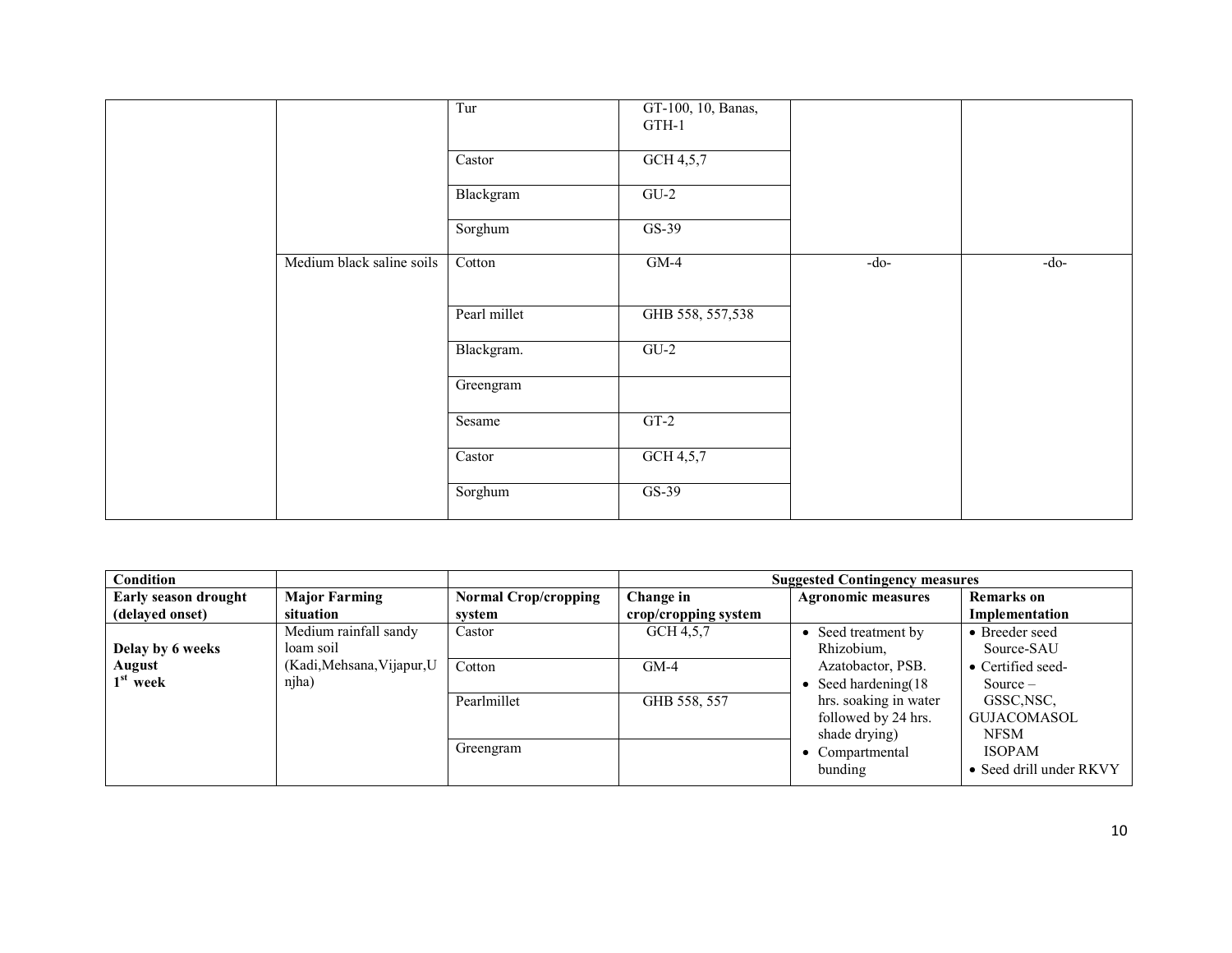|  |  | Tur | GT-100, 10, Banas, GTH-1 |  |  |
|---|---|---|---|---|---|
|  |  | Castor | GCH 4,5,7 |  |  |
|  |  | Blackgram | GU-2 |  |  |
|  |  | Sorghum | GS-39 |  |  |
|  | Medium black saline soils | Cotton | GM-4 | -do- | -do- |
|  |  | Pearl millet | GHB 558, 557,538 |  |  |
|  |  | Blackgram. | GU-2 |  |  |
|  |  | Greengram |  |  |  |
|  |  | Sesame | GT-2 |  |  |
|  |  | Castor | GCH 4,5,7 |  |  |
|  |  | Sorghum | GS-39 |  |  |

| Condition |  |  | Suggested Contingency measures |  |  |
|---|---|---|---|---|---|
| **Early season drought (delayed onset)** | **Major Farming situation** | **Normal Crop/cropping system** | **Change in crop/cropping system** | **Agronomic measures** | **Remarks on Implementation** |
| **Delay by 6 weeks August 1st week** | Medium rainfall sandy loam soil (Kadi,Mehsana,Vijapur,Unjha) | Castor | GCH 4,5,7 | • Seed treatment by Rhizobium, Azatobactor, PSB.<br>• Seed hardening(18 hrs. soaking in water followed by 24 hrs. shade drying)<br>• Compartmental bunding | • Breeder seed Source-SAU<br>• Certified seed-Source – GSSC,NSC, GUJACOMASOL NFSM ISOPAM<br>• Seed drill under RKVY |
|  |  | Cotton | GM-4 |  |  |
|  |  | Pearlmillet | GHB 558, 557 |  |  |
|  |  | Greengram |  |  |  |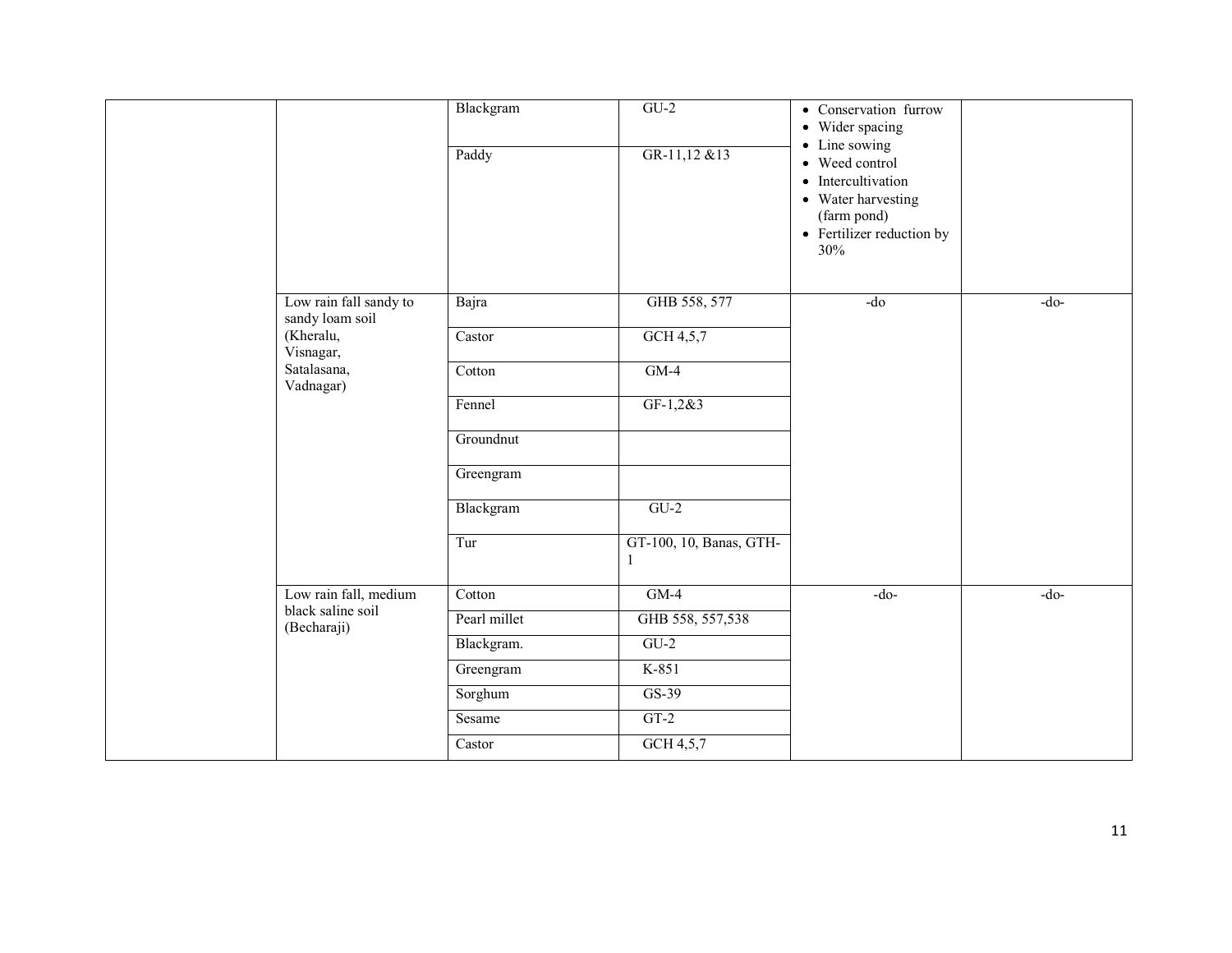| | | | | | |
|---|---|---|---|---|---|
| | | Blackgram | GU-2 | • Conservation furrow<br>• Wider spacing<br>• Line sowing<br>• Weed control<br>• Intercultivation<br>• Water harvesting (farm pond)<br>• Fertilizer reduction by 30% | |
| | | Paddy | GR-11,12 &13 | | |
| | Low rain fall sandy to sandy loam soil (Kheralu, Visnagar, Satalasana, Vadnagar) | Bajra | GHB 558, 577 | -do | -do- |
| | | Castor | GCH 4,5,7 | | |
| | | Cotton | GM-4 | | |
| | | Fennel | GF-1,2&3 | | |
| | | Groundnut | | | |
| | | Greengram | | | |
| | | Blackgram | GU-2 | | |
| | | Tur | GT-100, 10, Banas, GTH-1 | | |
| | Low rain fall, medium black saline soil (Becharaji) | Cotton | GM-4 | -do- | -do- |
| | | Pearl millet | GHB 558, 557,538 | | |
| | | Blackgram. | GU-2 | | |
| | | Greengram | K-851 | | |
| | | Sorghum | GS-39 | | |
| | | Sesame | GT-2 | | |
| | | Castor | GCH 4,5,7 | | |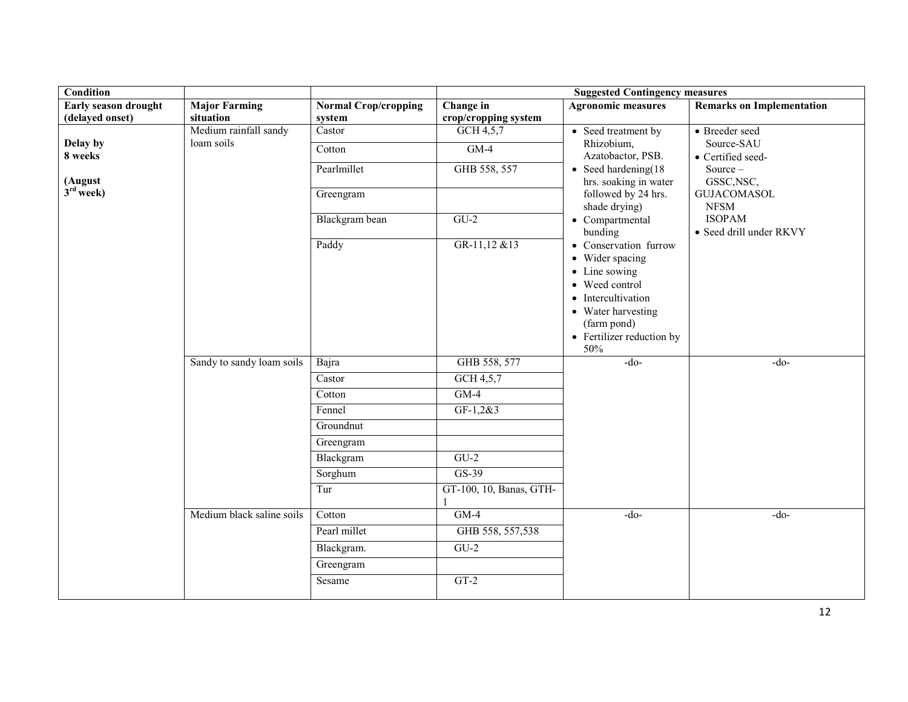| Condition | | | Suggested Contingency measures | | |
|---|---|---|---|---|---|
| **Early season drought (delayed onset)** | **Major Farming situation** | **Normal Crop/cropping system** | **Change in crop/cropping system** | **Agronomic measures** | **Remarks on Implementation** |
| **Delay by 8 weeks (August 3rd week)** | Medium rainfall sandy loam soils | Castor | GCH 4,5,7 | • Seed treatment by Rhizobium, Azatobactor, PSB.<br>• Seed hardening(18 hrs. soaking in water followed by 24 hrs. shade drying)<br>• Compartmental bunding<br>• Conservation furrow<br>• Wider spacing<br>• Line sowing<br>• Weed control<br>• Intercultivation<br>• Water harvesting (farm pond)<br>• Fertilizer reduction by 50% | • Breeder seed Source-SAU<br>• Certified seed- Source – GSSC,NSC, GUJACOMASOL NFSM ISOPAM<br>• Seed drill under RKVY |
| | | Cotton | GM-4 | | |
| | | Pearlmillet | GHB 558, 557 | | |
| | | Greengram | | | |
| | | Blackgram bean | GU-2 | | |
| | | Paddy | GR-11,12 &13 | | |
| | Sandy to sandy loam soils | Bajra | GHB 558, 577 | -do- | -do- |
| | | Castor | GCH 4,5,7 | | |
| | | Cotton | GM-4 | | |
| | | Fennel | GF-1,2&3 | | |
| | | Groundnut | | | |
| | | Greengram | | | |
| | | Blackgram | GU-2 | | |
| | | Sorghum | GS-39 | | |
| | | Tur | GT-100, 10, Banas, GTH-1 | | |
| | Medium black saline soils | Cotton | GM-4 | -do- | -do- |
| | | Pearl millet | GHB 558, 557,538 | | |
| | | Blackgram. | GU-2 | | |
| | | Greengram | | | |
| | | Sesame | GT-2 | | |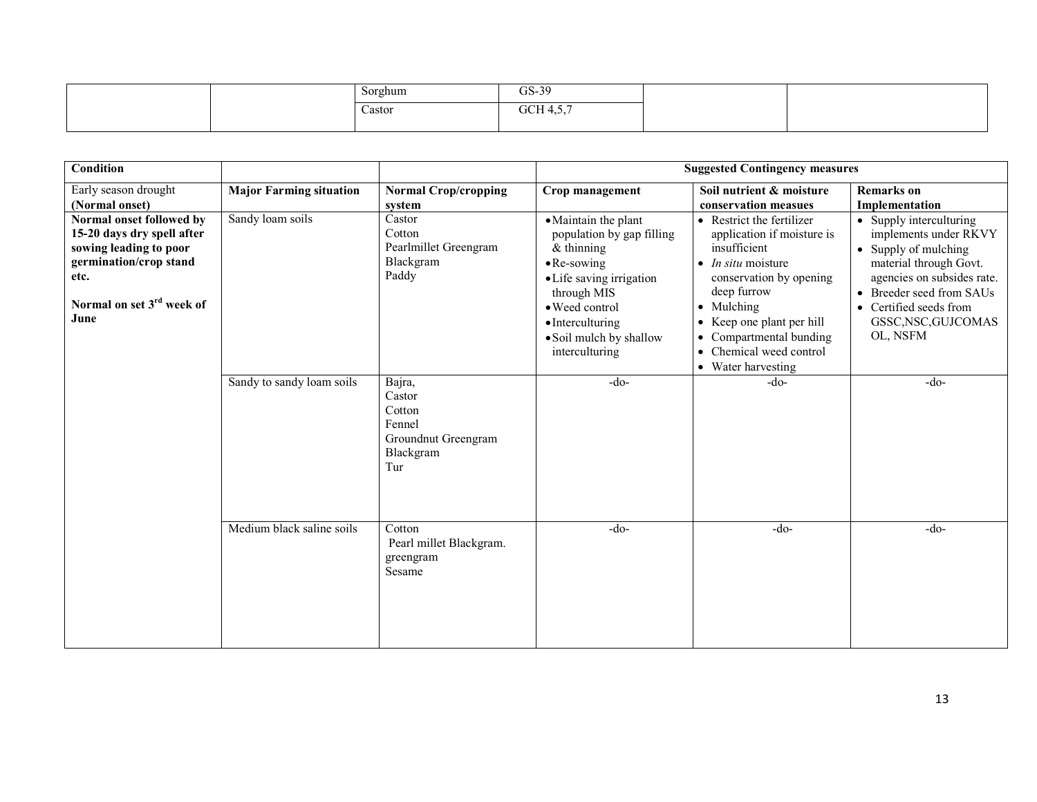| | | Sorghum | GS-39 | | |
|---|---|---|---|---|---|
| | | Castor | GCH 4,5,7 | | |

| Condition | | | Suggested Contingency measures | | |
|---|---|---|---|---|---|
| Early season drought **(Normal onset)** | **Major Farming situation** | **Normal Crop/cropping system** | **Crop management** | **Soil nutrient & moisture conservation measues** | **Remarks on Implementation** |
| **Normal onset followed by 15-20 days dry spell after sowing leading to poor germination/crop stand etc.**<br><br>**Normal on set 3rd week of June** | Sandy loam soils | Castor<br>Cotton<br>Pearlmillet Greengram<br>Blackgram<br>Paddy | • Maintain the plant population by gap filling & thinning<br>• Re-sowing<br>• Life saving irrigation through MIS<br>• Weed control<br>• Interculturing<br>• Soil mulch by shallow interculturing | • Restrict the fertilizer application if moisture is insufficient<br>• *In situ* moisture conservation by opening deep furrow<br>• Mulching<br>• Keep one plant per hill<br>• Compartmental bunding<br>• Chemical weed control<br>• Water harvesting | • Supply interculturing implements under RKVY<br>• Supply of mulching material through Govt. agencies on subsides rate.<br>• Breeder seed from SAUs<br>• Certified seeds from GSSC,NSC,GUJCOMASOL, NSFM |
| | Sandy to sandy loam soils | Bajra,<br>Castor<br>Cotton<br>Fennel<br>Groundnut Greengram<br>Blackgram<br>Tur | -do- | -do- | -do- |
| | Medium black saline soils | Cotton<br>Pearl millet Blackgram.<br>greengram<br>Sesame | -do- | -do- | -do- |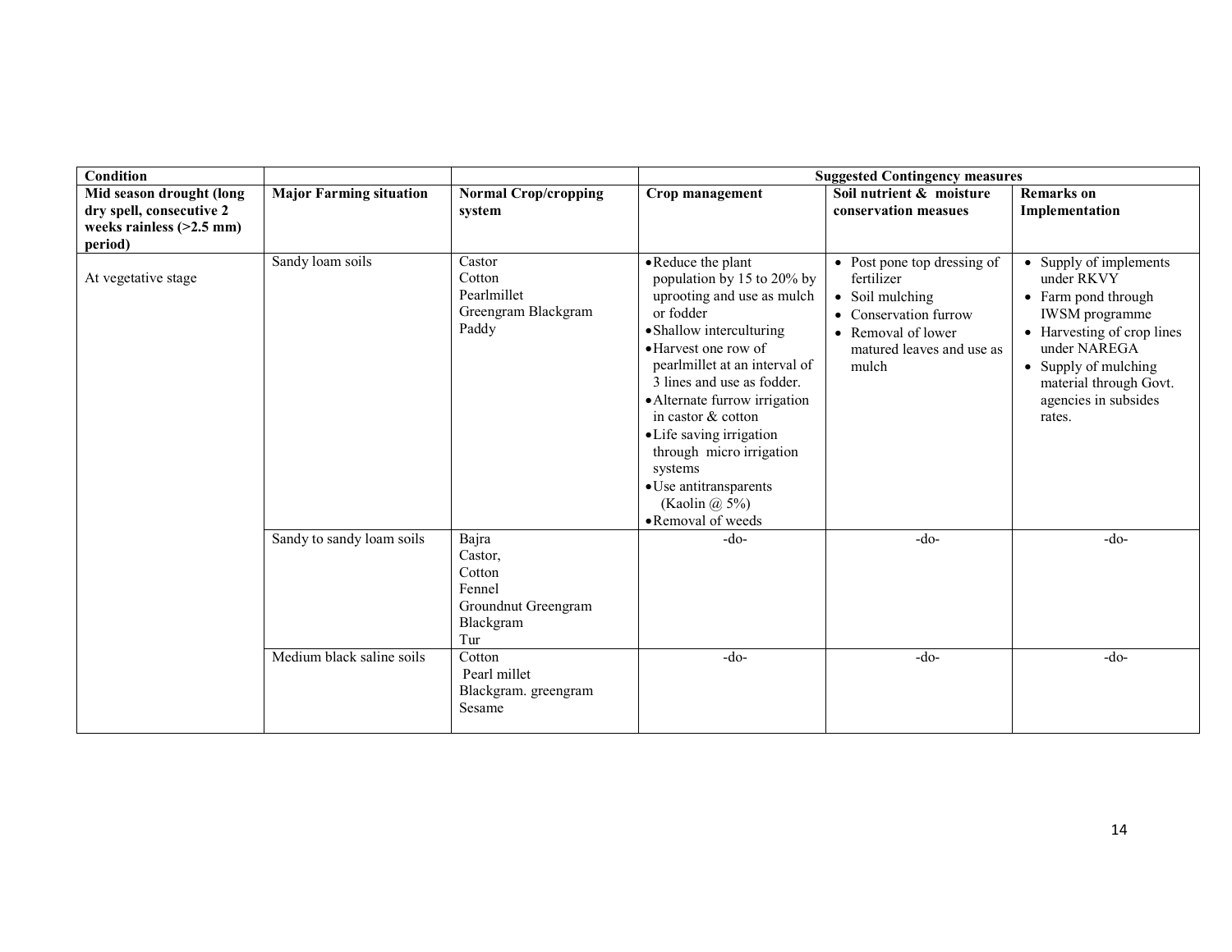| Condition | | | Suggested Contingency measures | | |
|---|---|---|---|---|---|
| **Mid season drought (long dry spell, consecutive 2 weeks rainless (>2.5 mm) period)** | **Major Farming situation** | **Normal Crop/cropping system** | **Crop management** | **Soil nutrient & moisture conservation measues** | **Remarks on Implementation** |
| At vegetative stage | Sandy loam soils | Castor<br>Cotton<br>Pearlmillet<br>Greengram Blackgram<br>Paddy | • Reduce the plant population by 15 to 20% by uprooting and use as mulch or fodder<br>• Shallow interculturing<br>• Harvest one row of pearlmillet at an interval of 3 lines and use as fodder.<br>• Alternate furrow irrigation in castor & cotton<br>• Life saving irrigation through micro irrigation systems<br>• Use antitransparents (Kaolin @ 5%)<br>• Removal of weeds | • Post pone top dressing of fertilizer<br>• Soil mulching<br>• Conservation furrow<br>• Removal of lower matured leaves and use as mulch | • Supply of implements under RKVY<br>• Farm pond through IWSM programme<br>• Harvesting of crop lines under NAREGA<br>• Supply of mulching material through Govt. agencies in subsides rates. |
| | Sandy to sandy loam soils | Bajra<br>Castor,<br>Cotton<br>Fennel<br>Groundnut Greengram<br>Blackgram<br>Tur | -do- | -do- | -do- |
| | Medium black saline soils | Cotton<br>Pearl millet<br>Blackgram. greengram<br>Sesame | -do- | -do- | -do- |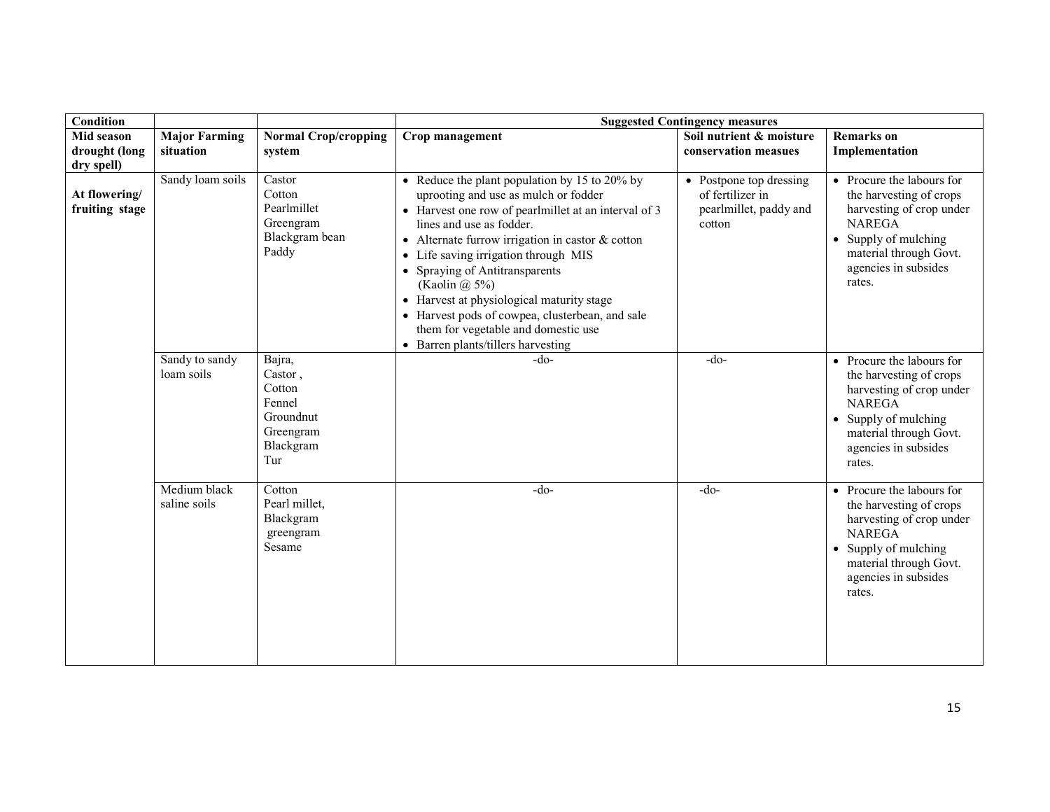| Condition | | | Suggested Contingency measures | | |
|---|---|---|---|---|---|
| Mid season drought (long dry spell) | Major Farming situation | Normal Crop/cropping system | Crop management | Soil nutrient & moisture conservation measues | Remarks on Implementation |
| At flowering/ fruiting stage | Sandy loam soils | Castor<br>Cotton<br>Pearlmillet<br>Greengram<br>Blackgram bean<br>Paddy | • Reduce the plant population by 15 to 20% by uprooting and use as mulch or fodder<br>• Harvest one row of pearlmillet at an interval of 3 lines and use as fodder.<br>• Alternate furrow irrigation in castor & cotton<br>• Life saving irrigation through MIS<br>• Spraying of Antitransparents (Kaolin @ 5%)<br>• Harvest at physiological maturity stage<br>• Harvest pods of cowpea, clusterbean, and sale them for vegetable and domestic use<br>• Barren plants/tillers harvesting | • Postpone top dressing of fertilizer in pearlmillet, paddy and cotton | • Procure the labours for the harvesting of crops harvesting of crop under NAREGA<br>• Supply of mulching material through Govt. agencies in subsides rates. |
| | Sandy to sandy loam soils | Bajra,<br>Castor ,<br>Cotton<br>Fennel<br>Groundnut<br>Greengram<br>Blackgram<br>Tur | -do- | -do- | • Procure the labours for the harvesting of crops harvesting of crop under NAREGA<br>• Supply of mulching material through Govt. agencies in subsides rates. |
| | Medium black saline soils | Cotton<br>Pearl millet,<br>Blackgram<br>greengram<br>Sesame | -do- | -do- | • Procure the labours for the harvesting of crops harvesting of crop under NAREGA<br>• Supply of mulching material through Govt. agencies in subsides rates. |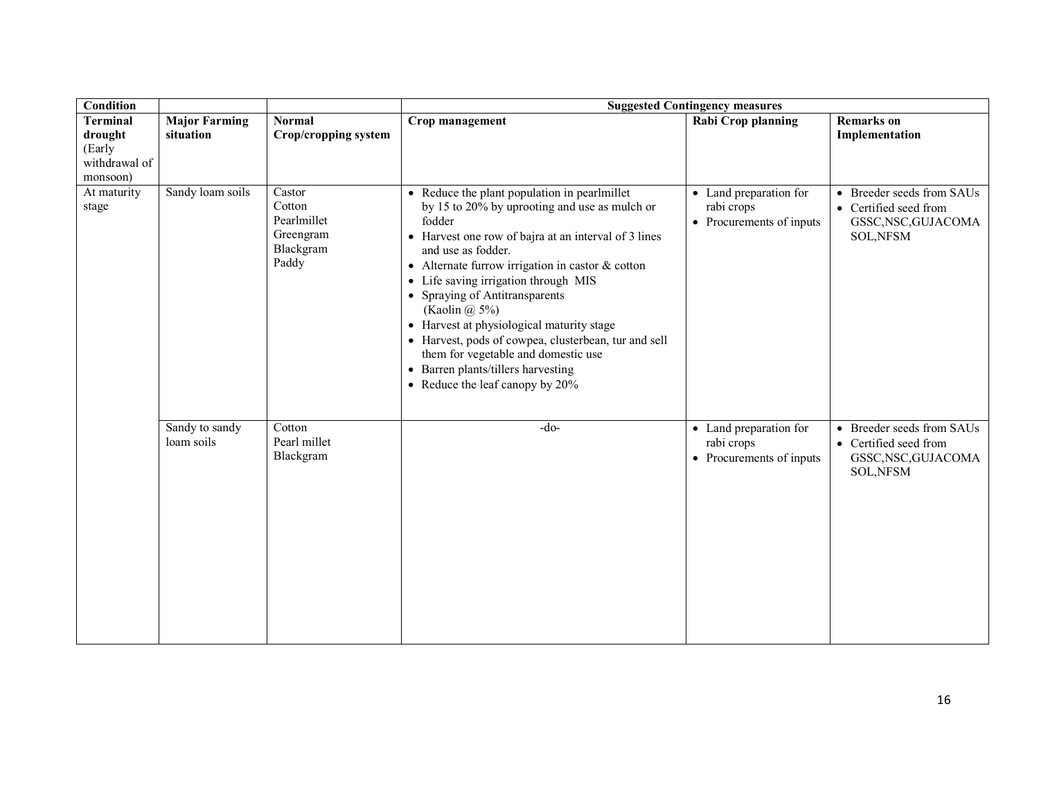| Condition | | | Suggested Contingency measures | | |
|---|---|---|---|---|---|
| **Terminal drought** (Early withdrawal of monsoon) | **Major Farming situation** | **Normal Crop/cropping system** | **Crop management** | **Rabi Crop planning** | **Remarks on Implementation** |
| At maturity stage | Sandy loam soils | Castor<br>Cotton<br>Pearlmillet<br>Greengram<br>Blackgram<br>Paddy | • Reduce the plant population in pearlmillet by 15 to 20% by uprooting and use as mulch or fodder<br>• Harvest one row of bajra at an interval of 3 lines and use as fodder.<br>• Alternate furrow irrigation in castor & cotton<br>• Life saving irrigation through MIS<br>• Spraying of Antitransparents (Kaolin @ 5%)<br>• Harvest at physiological maturity stage<br>• Harvest, pods of cowpea, clusterbean, tur and sell them for vegetable and domestic use<br>• Barren plants/tillers harvesting<br>• Reduce the leaf canopy by 20% | • Land preparation for rabi crops<br>• Procurements of inputs | • Breeder seeds from SAUs<br>• Certified seed from GSSC,NSC,GUJACOMASOL,NFSM |
| | Sandy to sandy loam soils | Cotton<br>Pearl millet<br>Blackgram | -do- | • Land preparation for rabi crops<br>• Procurements of inputs | • Breeder seeds from SAUs<br>• Certified seed from GSSC,NSC,GUJACOMASOL,NFSM |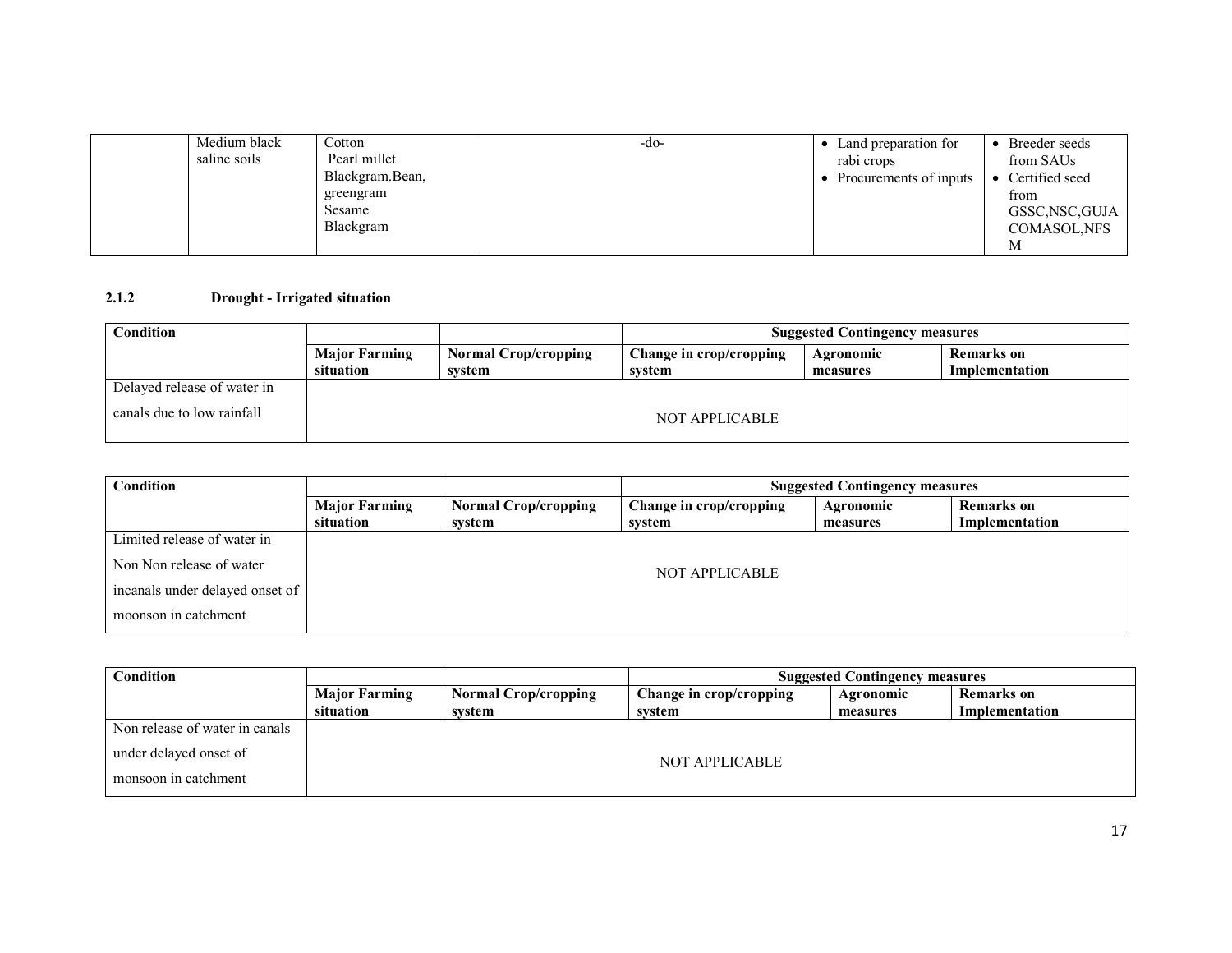| | Medium black saline soils | Cotton<br>Pearl millet<br>Blackgram.Bean, greengram<br>Sesame<br>Blackgram | -do- | • Land preparation for rabi crops<br>• Procurements of inputs | • Breeder seeds from SAUs<br>• Certified seed from GSSC,NSC,GUJACOMASOL,NFSM |
|---|---|---|---|---|---|

### 2.1.2 Drought - Irrigated situation

| Condition | | | Suggested Contingency measures | | |
|---|---|---|---|---|---|
| | **Major Farming situation** | **Normal Crop/cropping system** | **Change in crop/cropping system** | **Agronomic measures** | **Remarks on Implementation** |
| Delayed release of water in canals due to low rainfall | NOT APPLICABLE | | | | |

| Condition | | | Suggested Contingency measures | | |
|---|---|---|---|---|---|
| | **Major Farming situation** | **Normal Crop/cropping system** | **Change in crop/cropping system** | **Agronomic measures** | **Remarks on Implementation** |
| Limited release of water in Non Non release of water incanals under delayed onset of moonson in catchment | NOT APPLICABLE | | | | |

| Condition | | | Suggested Contingency measures | | |
|---|---|---|---|---|---|
| | **Major Farming situation** | **Normal Crop/cropping system** | **Change in crop/cropping system** | **Agronomic measures** | **Remarks on Implementation** |
| Non release of water in canals under delayed onset of monsoon in catchment | NOT APPLICABLE | | | | |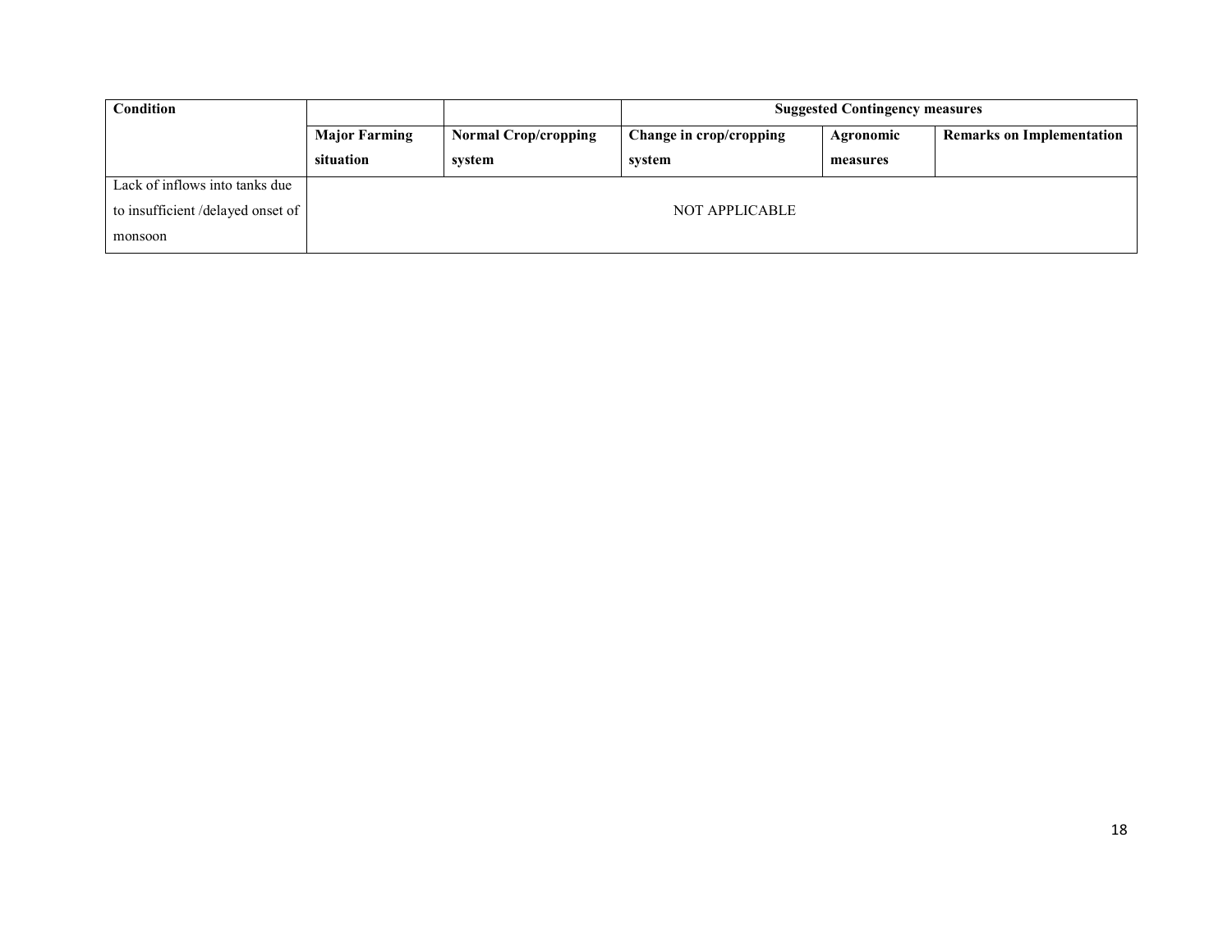| Condition | | | Suggested Contingency measures | | |
|---|---|---|---|---|---|
| | Major Farming situation | Normal Crop/cropping system | Change in crop/cropping system | Agronomic measures | Remarks on Implementation |
| Lack of inflows into tanks due to insufficient /delayed onset of monsoon | NOT APPLICABLE | | | | |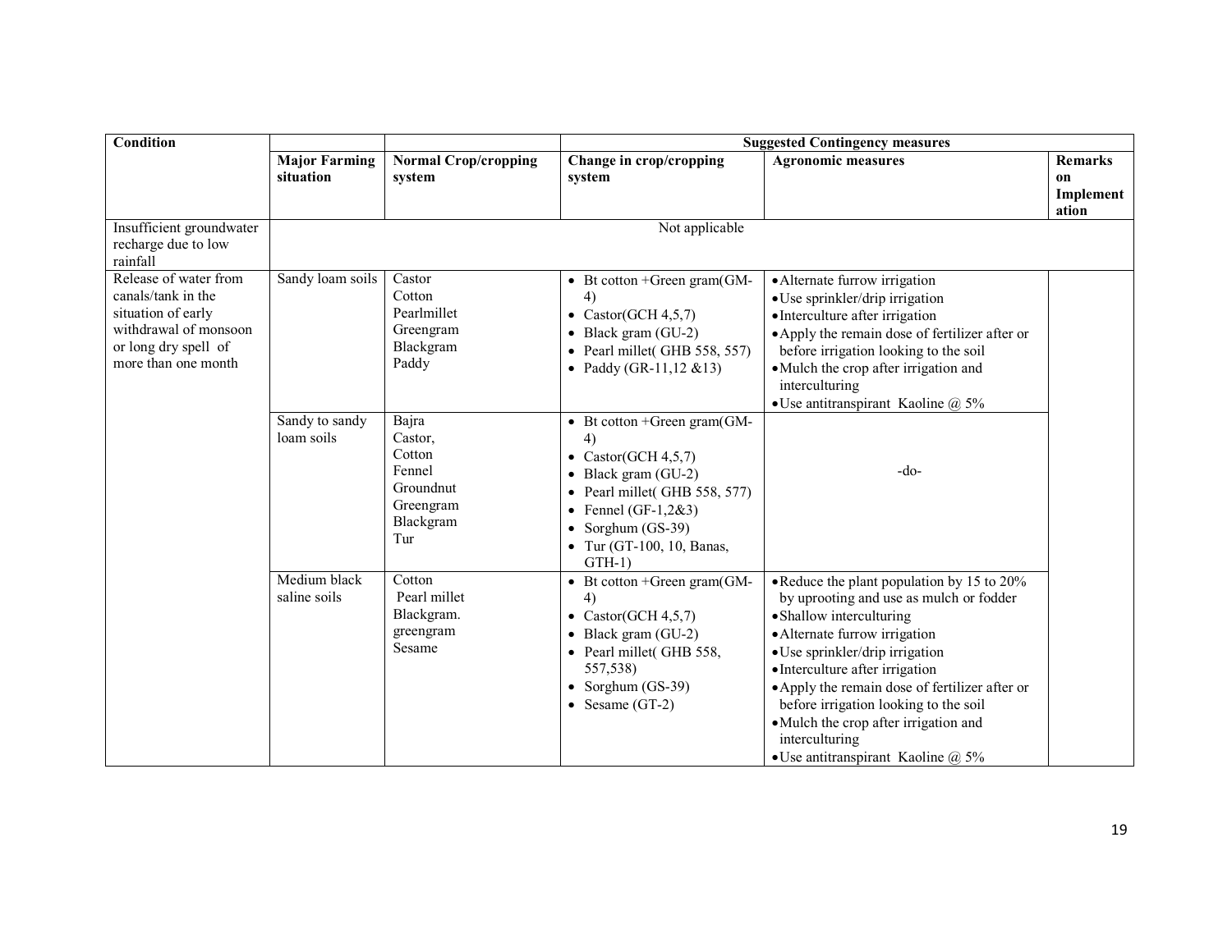| Condition | | | Suggested Contingency measures | | |
|---|---|---|---|---|---|
| | Major Farming situation | Normal Crop/cropping system | Change in crop/cropping system | Agronomic measures | Remarks on Implementation |
| Insufficient groundwater recharge due to low rainfall | Not applicable | | | | |
| Release of water from canals/tank in the situation of early withdrawal of monsoon or long dry spell of more than one month | Sandy loam soils | Castor<br>Cotton<br>Pearlmillet<br>Greengram<br>Blackgram<br>Paddy | • Bt cotton +Green gram(GM-4)<br>• Castor(GCH 4,5,7)<br>• Black gram (GU-2)<br>• Pearl millet( GHB 558, 557)<br>• Paddy (GR-11,12 &13) | • Alternate furrow irrigation<br>• Use sprinkler/drip irrigation<br>• Interculture after irrigation<br>• Apply the remain dose of fertilizer after or before irrigation looking to the soil<br>• Mulch the crop after irrigation and interculturing<br>• Use antitranspirant Kaoline @ 5% | |
| | Sandy to sandy loam soils | Bajra<br>Castor,<br>Cotton<br>Fennel<br>Groundnut<br>Greengram<br>Blackgram<br>Tur | • Bt cotton +Green gram(GM-4)<br>• Castor(GCH 4,5,7)<br>• Black gram (GU-2)<br>• Pearl millet( GHB 558, 577)<br>• Fennel (GF-1,2&3)<br>• Sorghum (GS-39)<br>• Tur (GT-100, 10, Banas, GTH-1) | -do- | |
| | Medium black saline soils | Cotton<br>Pearl millet<br>Blackgram.<br>greengram<br>Sesame | • Bt cotton +Green gram(GM-4)<br>• Castor(GCH 4,5,7)<br>• Black gram (GU-2)<br>• Pearl millet( GHB 558, 557,538)<br>• Sorghum (GS-39)<br>• Sesame (GT-2) | • Reduce the plant population by 15 to 20% by uprooting and use as mulch or fodder<br>• Shallow interculturing<br>• Alternate furrow irrigation<br>• Use sprinkler/drip irrigation<br>• Interculture after irrigation<br>• Apply the remain dose of fertilizer after or before irrigation looking to the soil<br>• Mulch the crop after irrigation and interculturing<br>• Use antitranspirant Kaoline @ 5% | |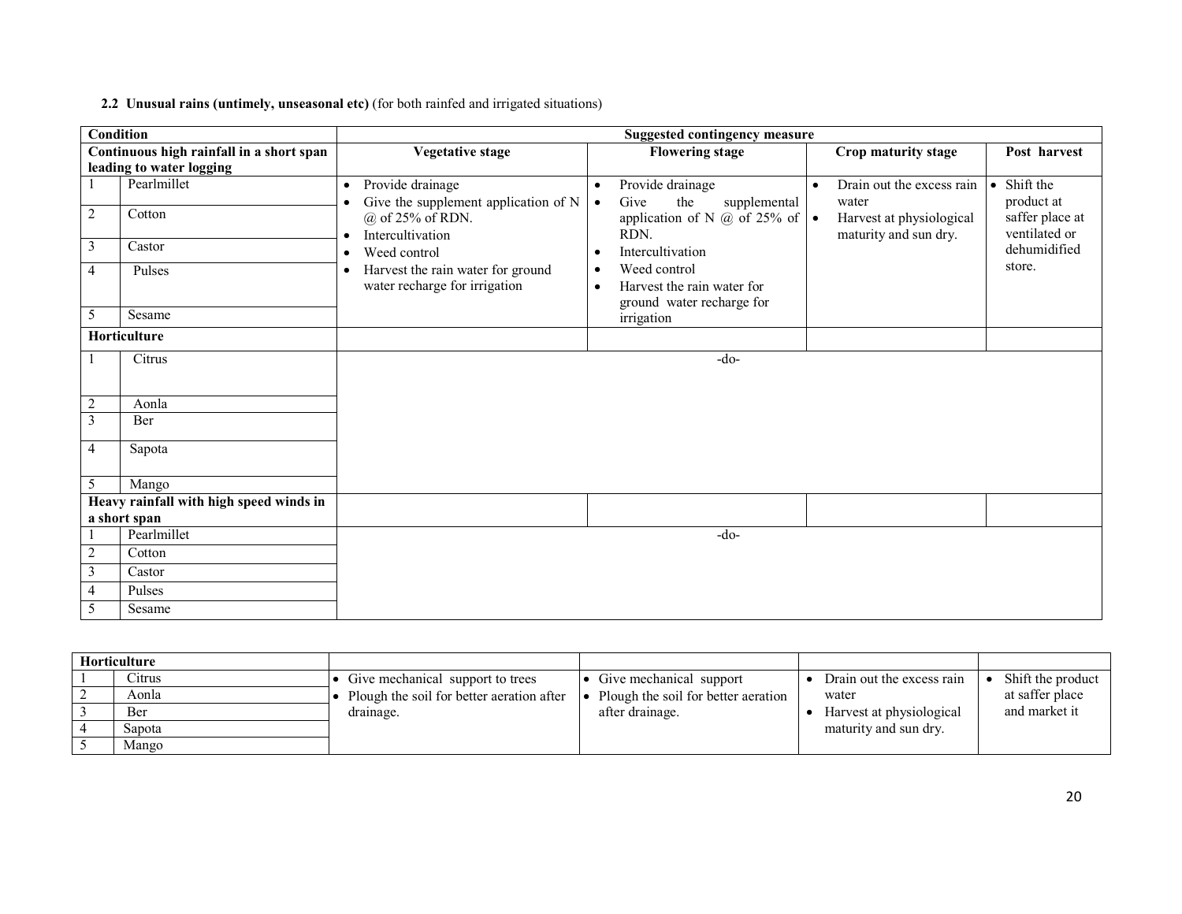**2.2 Unusual rains (untimely, unseasonal etc)** (for both rainfed and irrigated situations)

| Condition | | Suggested contingency measure | | | |
|---|---|---|---|---|---|
| **Continuous high rainfall in a short span leading to water logging** | | **Vegetative stage** | **Flowering stage** | **Crop maturity stage** | **Post harvest** |
| 1 | Pearlmillet | • Provide drainage<br>• Give the supplement application of N @ of 25% of RDN.<br>• Intercultivation<br>• Weed control<br>• Harvest the rain water for ground water recharge for irrigation | • Provide drainage<br>• Give the supplemental application of N @ of 25% of RDN.<br>• Intercultivation<br>• Weed control<br>• Harvest the rain water for ground water recharge for irrigation | • Drain out the excess rain water<br>• Harvest at physiological maturity and sun dry. | • Shift the product at saffer place at ventilated or dehumidified store. |
| 2 | Cotton | | | | |
| 3 | Castor | | | | |
| 4 | Pulses | | | | |
| 5 | Sesame | | | | |
| **Horticulture** | | | | | |
| 1 | Citrus | -do- | | | |
| 2 | Aonla | | | | |
| 3 | Ber | | | | |
| 4 | Sapota | | | | |
| 5 | Mango | | | | |
| **Heavy rainfall with high speed winds in a short span** | | | | | |
| 1 | Pearlmillet | -do- | | | |
| 2 | Cotton | | | | |
| 3 | Castor | | | | |
| 4 | Pulses | | | | |
| 5 | Sesame | | | | |
| **Horticulture** | | | | | |
| 1 | Citrus | • Give mechanical support to trees<br>• Plough the soil for better aeration after drainage. | • Give mechanical support<br>• Plough the soil for better aeration after drainage. | • Drain out the excess rain water<br>• Harvest at physiological maturity and sun dry. | • Shift the product at saffer place and market it |
| 2 | Aonla | | | | |
| 3 | Ber | | | | |
| 4 | Sapota | | | | |
| 5 | Mango | | | | |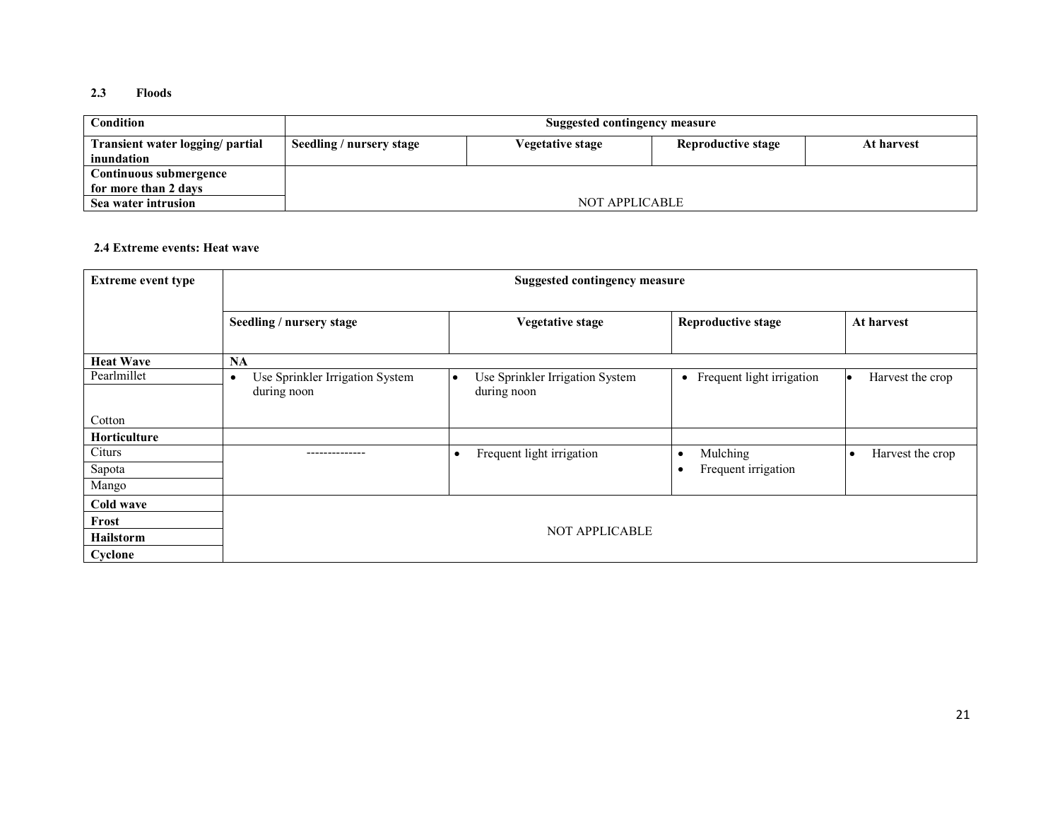### 2.3 Floods

| Condition | Suggested contingency measure | | | |
|---|---|---|---|---|
| Transient water logging/ partial inundation | Seedling / nursery stage | Vegetative stage | Reproductive stage | At harvest |
| Continuous submergence for more than 2 days | NOT APPLICABLE | | | |
| Sea water intrusion | | | | |

### 2.4 Extreme events: Heat wave

| Extreme event type | Suggested contingency measure | | | |
|---|---|---|---|---|
| | Seedling / nursery stage | Vegetative stage | Reproductive stage | At harvest |
| **Heat Wave** | **NA** | | | |
| Pearlmillet<br>Cotton | • Use Sprinkler Irrigation System during noon | • Use Sprinkler Irrigation System during noon | • Frequent light irrigation | • Harvest the crop |
| **Horticulture** | | | | |
| Citurs<br>Sapota<br>Mango | -------------- | • Frequent light irrigation | • Mulching<br>• Frequent irrigation | • Harvest the crop |
| **Cold wave** | NOT APPLICABLE | | | |
| **Frost** | | | | |
| **Hailstorm** | | | | |
| **Cyclone** | | | | |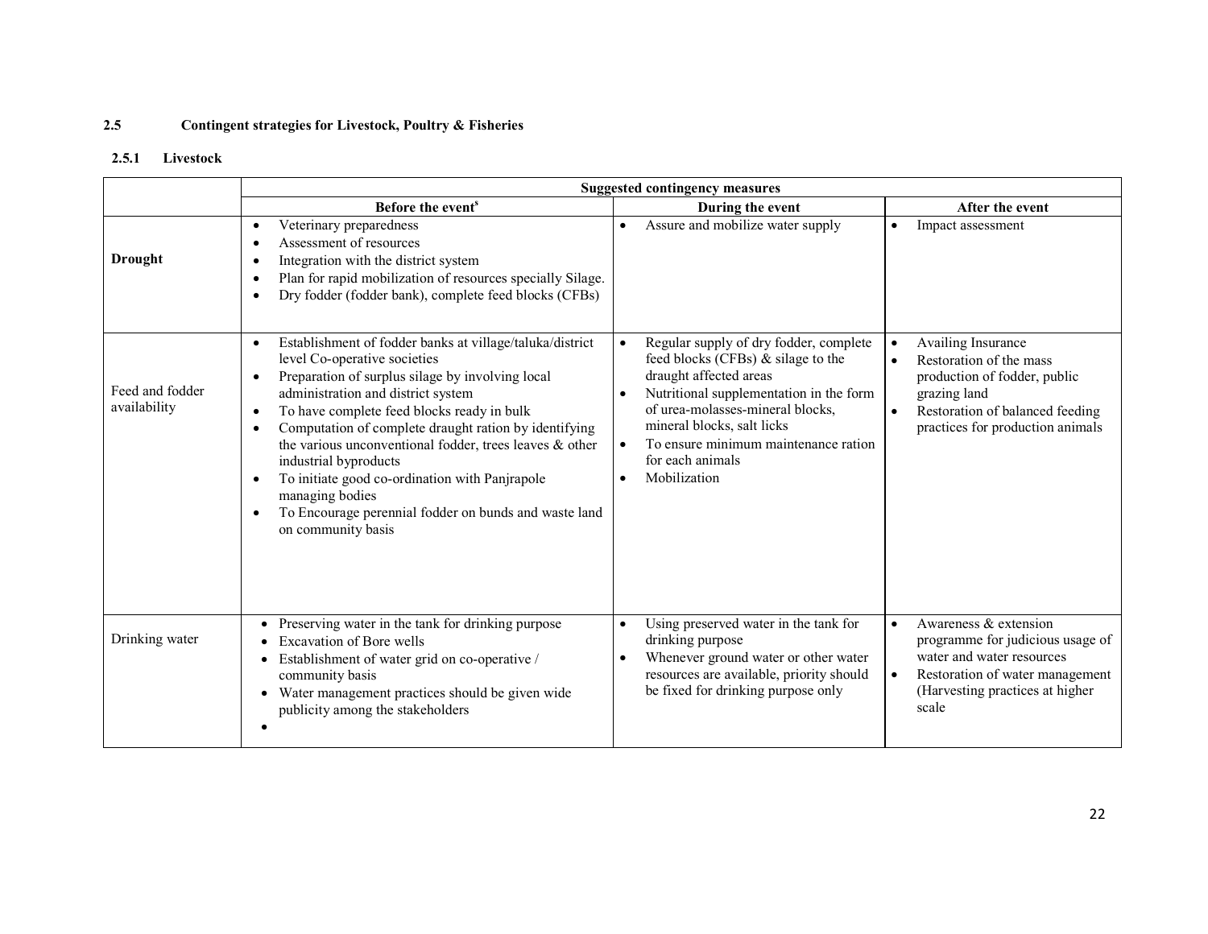## 2.5 Contingent strategies for Livestock, Poultry & Fisheries

### 2.5.1 Livestock

| | Suggested contingency measures | | |
|---|---|---|---|
| | Before the event[$] | During the event | After the event |
| **Drought** | • Veterinary preparedness<br>• Assessment of resources<br>• Integration with the district system<br>• Plan for rapid mobilization of resources specially Silage.<br>• Dry fodder (fodder bank), complete feed blocks (CFBs) | • Assure and mobilize water supply | • Impact assessment |
| Feed and fodder availability | • Establishment of fodder banks at village/taluka/district level Co-operative societies<br>• Preparation of surplus silage by involving local administration and district system<br>• To have complete feed blocks ready in bulk<br>• Computation of complete draught ration by identifying the various unconventional fodder, trees leaves & other industrial byproducts<br>• To initiate good co-ordination with Panjrapole managing bodies<br>• To Encourage perennial fodder on bunds and waste land on community basis | • Regular supply of dry fodder, complete feed blocks (CFBs) & silage to the draught affected areas<br>• Nutritional supplementation in the form of urea-molasses-mineral blocks, mineral blocks, salt licks<br>• To ensure minimum maintenance ration for each animals<br>• Mobilization | • Availing Insurance<br>• Restoration of the mass production of fodder, public grazing land<br>• Restoration of balanced feeding practices for production animals |
| Drinking water | • Preserving water in the tank for drinking purpose<br>• Excavation of Bore wells<br>• Establishment of water grid on co-operative / community basis<br>• Water management practices should be given wide publicity among the stakeholders<br>• | • Using preserved water in the tank for drinking purpose<br>• Whenever ground water or other water resources are available, priority should be fixed for drinking purpose only | • Awareness & extension programme for judicious usage of water and water resources<br>• Restoration of water management (Harvesting practices at higher scale |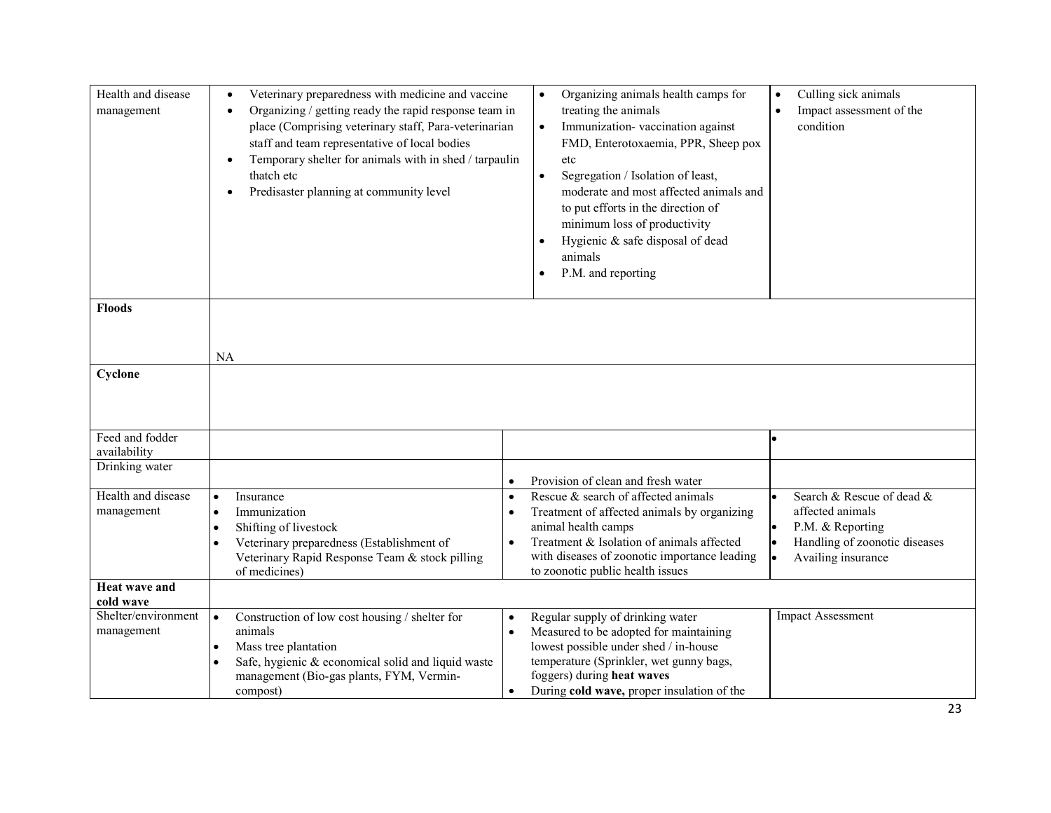| | | | |
|---|---|---|---|
| Health and disease management | • Veterinary preparedness with medicine and vaccine<br>• Organizing / getting ready the rapid response team in place (Comprising veterinary staff, Para-veterinarian staff and team representative of local bodies<br>• Temporary shelter for animals with in shed / tarpaulin thatch etc<br>• Predisaster planning at community level | • Organizing animals health camps for treating the animals<br>• Immunization- vaccination against FMD, Enterotoxaemia, PPR, Sheep pox etc<br>• Segregation / Isolation of least, moderate and most affected animals and to put efforts in the direction of minimum loss of productivity<br>• Hygienic & safe disposal of dead animals<br>• P.M. and reporting | • Culling sick animals<br>• Impact assessment of the condition |
| **Floods** | NA | | |
| **Cyclone** | | | |
| Feed and fodder availability | | | • |
| Drinking water | | • Provision of clean and fresh water | |
| Health and disease management | • Insurance<br>• Immunization<br>• Shifting of livestock<br>• Veterinary preparedness (Establishment of Veterinary Rapid Response Team & stock pilling of medicines) | • Rescue & search of affected animals<br>• Treatment of affected animals by organizing animal health camps<br>• Treatment & Isolation of animals affected with diseases of zoonotic importance leading to zoonotic public health issues | • Search & Rescue of dead & affected animals<br>• P.M. & Reporting<br>• Handling of zoonotic diseases<br>• Availing insurance |
| **Heat wave and cold wave** | | | |
| Shelter/environment management | • Construction of low cost housing / shelter for animals<br>• Mass tree plantation<br>• Safe, hygienic & economical solid and liquid waste management (Bio-gas plants, FYM, Vermin-compost) | • Regular supply of drinking water<br>• Measured to be adopted for maintaining lowest possible under shed / in-house temperature (Sprinkler, wet gunny bags, foggers) during **heat waves**<br>• During **cold wave,** proper insulation of the | Impact Assessment |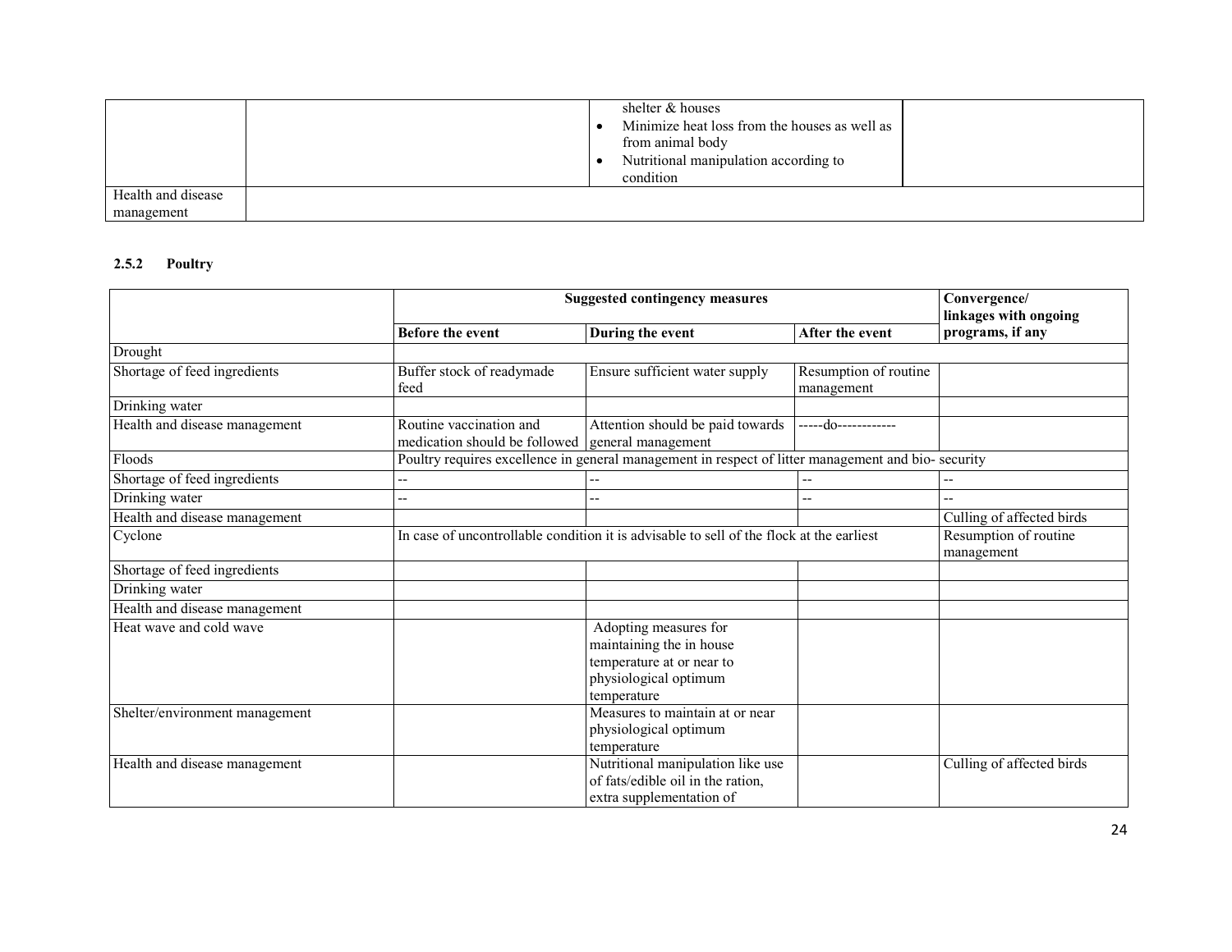| | | | |
|---|---|---|---|
| | | shelter & houses<br>• Minimize heat loss from the houses as well as from animal body<br>• Nutritional manipulation according to condition | |
| Health and disease management | | | |

**2.5.2 Poultry**

| | Suggested contingency measures | | | Convergence/ linkages with ongoing programs, if any |
|---|---|---|---|---|
| | Before the event | During the event | After the event | |
| Drought | | | | |
| Shortage of feed ingredients | Buffer stock of readymade feed | Ensure sufficient water supply | Resumption of routine management | |
| Drinking water | | | | |
| Health and disease management | Routine vaccination and medication should be followed | Attention should be paid towards general management | -----do------------ | |
| Floods | Poultry requires excellence in general management in respect of litter management and bio- security | | | |
| Shortage of feed ingredients | -- | -- | -- | -- |
| Drinking water | -- | -- | -- | -- |
| Health and disease management | | | | Culling of affected birds |
| Cyclone | In case of uncontrollable condition it is advisable to sell of the flock at the earliest | | | Resumption of routine management |
| Shortage of feed ingredients | | | | |
| Drinking water | | | | |
| Health and disease management | | | | |
| Heat wave and cold wave | | Adopting measures for maintaining the in house temperature at or near to physiological optimum temperature | | |
| Shelter/environment management | | Measures to maintain at or near physiological optimum temperature | | |
| Health and disease management | | Nutritional manipulation like use of fats/edible oil in the ration, extra supplementation of | | Culling of affected birds |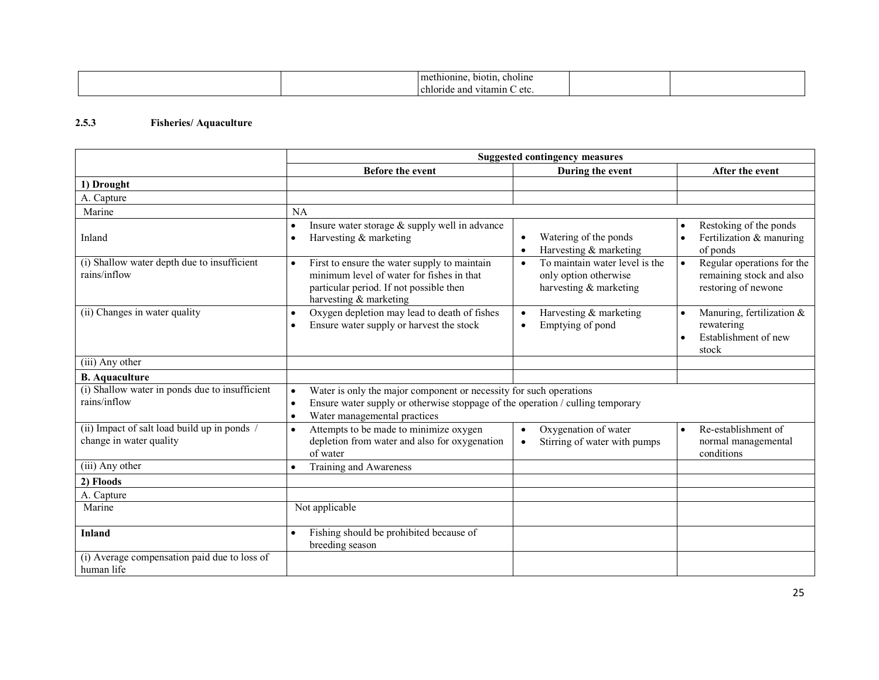| | | methionine, biotin, choline chloride and vitamin C etc. | | |
|---|---|---|---|---|

### 2.5.3 Fisheries/ Aquaculture

| | Suggested contingency measures | | |
|---|---|---|---|
| | **Before the event** | **During the event** | **After the event** |
| **1) Drought** | | | |
| A. Capture | | | |
| Marine | NA | | |
| Inland | • Insure water storage & supply well in advance<br>• Harvesting & marketing | • Watering of the ponds<br>• Harvesting & marketing | • Restoking of the ponds<br>• Fertilization & manuring of ponds |
| (i) Shallow water depth due to insufficient rains/inflow | • First to ensure the water supply to maintain minimum level of water for fishes in that particular period. If not possible then harvesting & marketing | • To maintain water level is the only option otherwise harvesting & marketing | • Regular operations for the remaining stock and also restoring of newone |
| (ii) Changes in water quality | • Oxygen depletion may lead to death of fishes<br>• Ensure water supply or harvest the stock | • Harvesting & marketing<br>• Emptying of pond | • Manuring, fertilization & rewatering<br>• Establishment of new stock |
| (iii) Any other | | | |
| **B. Aquaculture** | | | |
| (i) Shallow water in ponds due to insufficient rains/inflow | • Water is only the major component or necessity for such operations<br>• Ensure water supply or otherwise stoppage of the operation / culling temporary<br>• Water managemental practices | | |
| (ii) Impact of salt load build up in ponds / change in water quality | • Attempts to be made to minimize oxygen depletion from water and also for oxygenation of water | • Oxygenation of water<br>• Stirring of water with pumps | • Re-establishment of normal managemental conditions |
| (iii) Any other | • Training and Awareness | | |
| **2) Floods** | | | |
| A. Capture | | | |
| Marine | Not applicable | | |
| **Inland** | • Fishing should be prohibited because of breeding season | | |
| (i) Average compensation paid due to loss of human life | | | |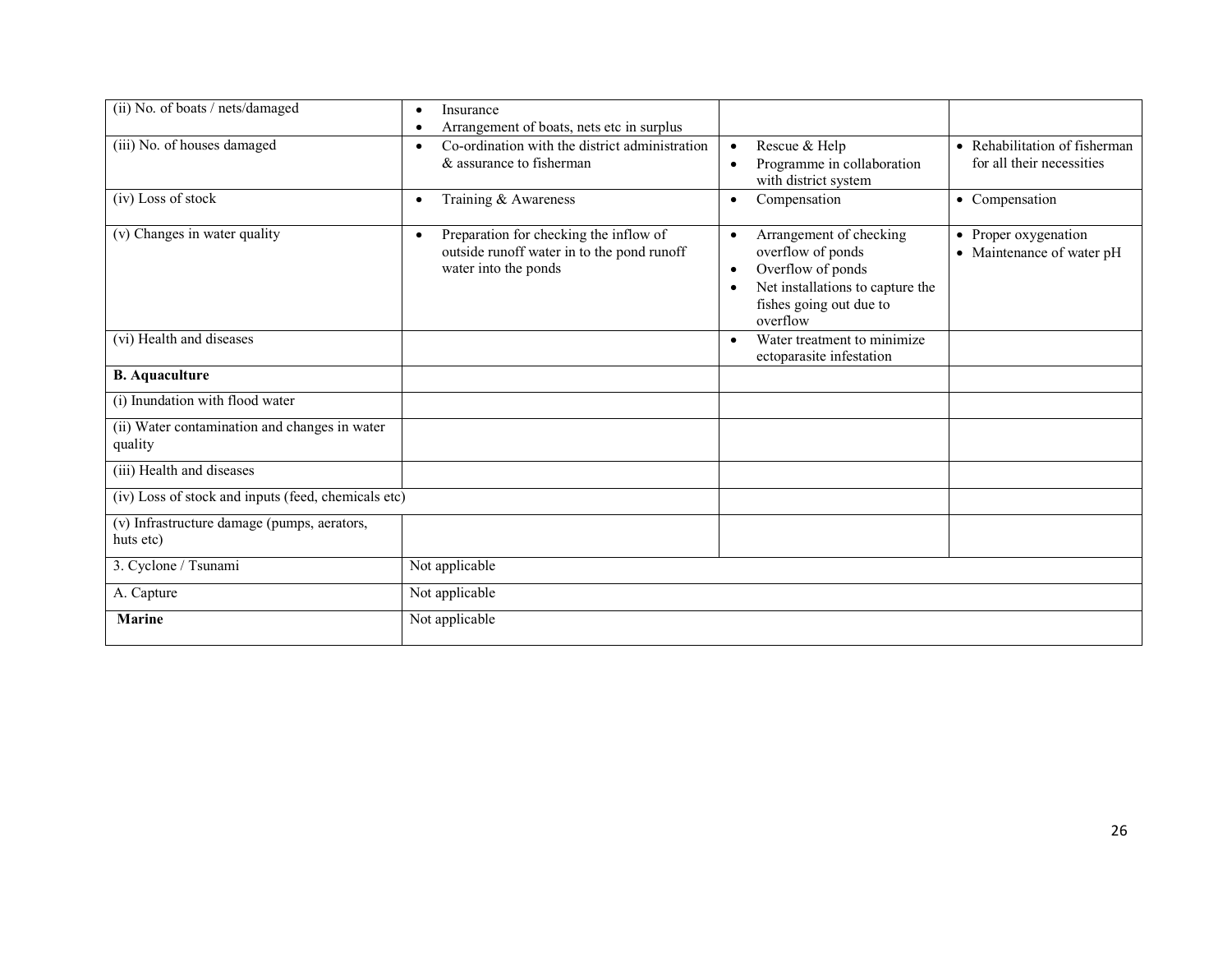| | | | |
|---|---|---|---|
| (ii) No. of boats / nets/damaged | • Insurance<br>• Arrangement of boats, nets etc in surplus | | |
| (iii) No. of houses damaged | • Co-ordination with the district administration & assurance to fisherman | • Rescue & Help<br>• Programme in collaboration with district system | • Rehabilitation of fisherman for all their necessities |
| (iv) Loss of stock | • Training & Awareness | • Compensation | • Compensation |
| (v) Changes in water quality | • Preparation for checking the inflow of outside runoff water in to the pond runoff water into the ponds | • Arrangement of checking overflow of ponds<br>• Overflow of ponds<br>• Net installations to capture the fishes going out due to overflow | • Proper oxygenation<br>• Maintenance of water pH |
| (vi) Health and diseases | | • Water treatment to minimize ectoparasite infestation | |
| **B. Aquaculture** | | | |
| (i) Inundation with flood water | | | |
| (ii) Water contamination and changes in water quality | | | |
| (iii) Health and diseases | | | |
| (iv) Loss of stock and inputs (feed, chemicals etc) | | | |
| (v) Infrastructure damage (pumps, aerators, huts etc) | | | |
| 3. Cyclone / Tsunami | Not applicable | | |
| A. Capture | Not applicable | | |
| **Marine** | Not applicable | | |